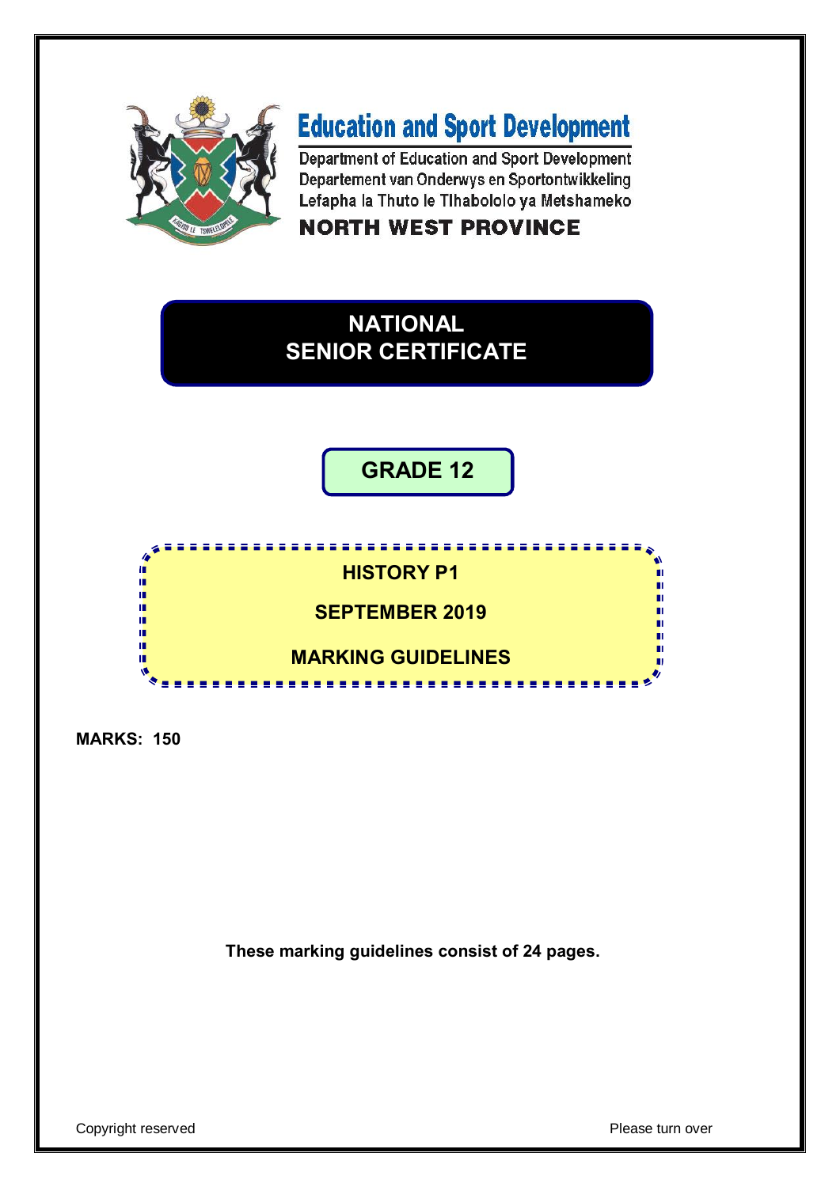# Education and Sport Development

Department of Education and Sport Development
Departement van Onderwys en Sportontwikkeling
Lefapha la Thuto le Tlhabololo ya Metshameko

**NORTH WEST PROVINCE**

# NATIONAL SENIOR CERTIFICATE

## GRADE 12

## HISTORY P1

## SEPTEMBER 2019

## MARKING GUIDELINES

**MARKS: 150**

**These marking guidelines consist of 24 pages.**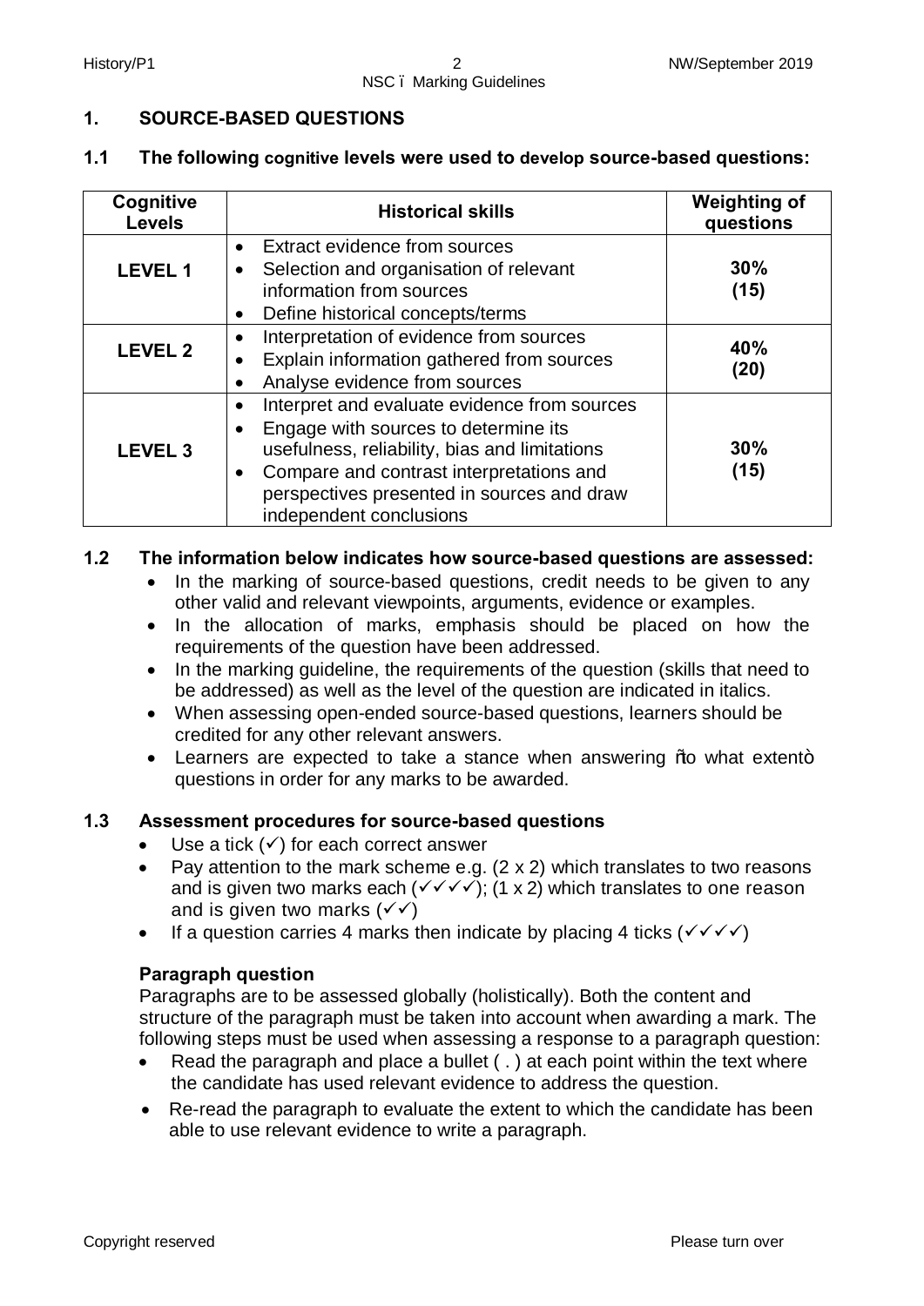## 1. SOURCE-BASED QUESTIONS

### 1.1 The following cognitive levels were used to develop source-based questions:

| Cognitive Levels | Historical skills | Weighting of questions |
|---|---|---|
| **LEVEL 1** | • Extract evidence from sources<br>• Selection and organisation of relevant information from sources<br>• Define historical concepts/terms | **30%<br>(15)** |
| **LEVEL 2** | • Interpretation of evidence from sources<br>• Explain information gathered from sources<br>• Analyse evidence from sources | **40%<br>(20)** |
| **LEVEL 3** | • Interpret and evaluate evidence from sources<br>• Engage with sources to determine its usefulness, reliability, bias and limitations<br>• Compare and contrast interpretations and perspectives presented in sources and draw independent conclusions | **30%<br>(15)** |

### 1.2 The information below indicates how source-based questions are assessed:

- In the marking of source-based questions, credit needs to be given to any other valid and relevant viewpoints, arguments, evidence or examples.
- In the allocation of marks, emphasis should be placed on how the requirements of the question have been addressed.
- In the marking guideline, the requirements of the question (skills that need to be addressed) as well as the level of the question are indicated in italics.
- When assessing open-ended source-based questions, learners should be credited for any other relevant answers.
- Learners are expected to take a stance when answering "to what extent" questions in order for any marks to be awarded.

### 1.3 Assessment procedures for source-based questions

- Use a tick (✓) for each correct answer
- Pay attention to the mark scheme e.g. (2 x 2) which translates to two reasons and is given two marks each (✓✓✓✓); (1 x 2) which translates to one reason and is given two marks (✓✓)
- If a question carries 4 marks then indicate by placing 4 ticks (✓✓✓✓)

**Paragraph question**

Paragraphs are to be assessed globally (holistically). Both the content and structure of the paragraph must be taken into account when awarding a mark. The following steps must be used when assessing a response to a paragraph question:

- Read the paragraph and place a bullet ( . ) at each point within the text where the candidate has used relevant evidence to address the question.
- Re-read the paragraph to evaluate the extent to which the candidate has been able to use relevant evidence to write a paragraph.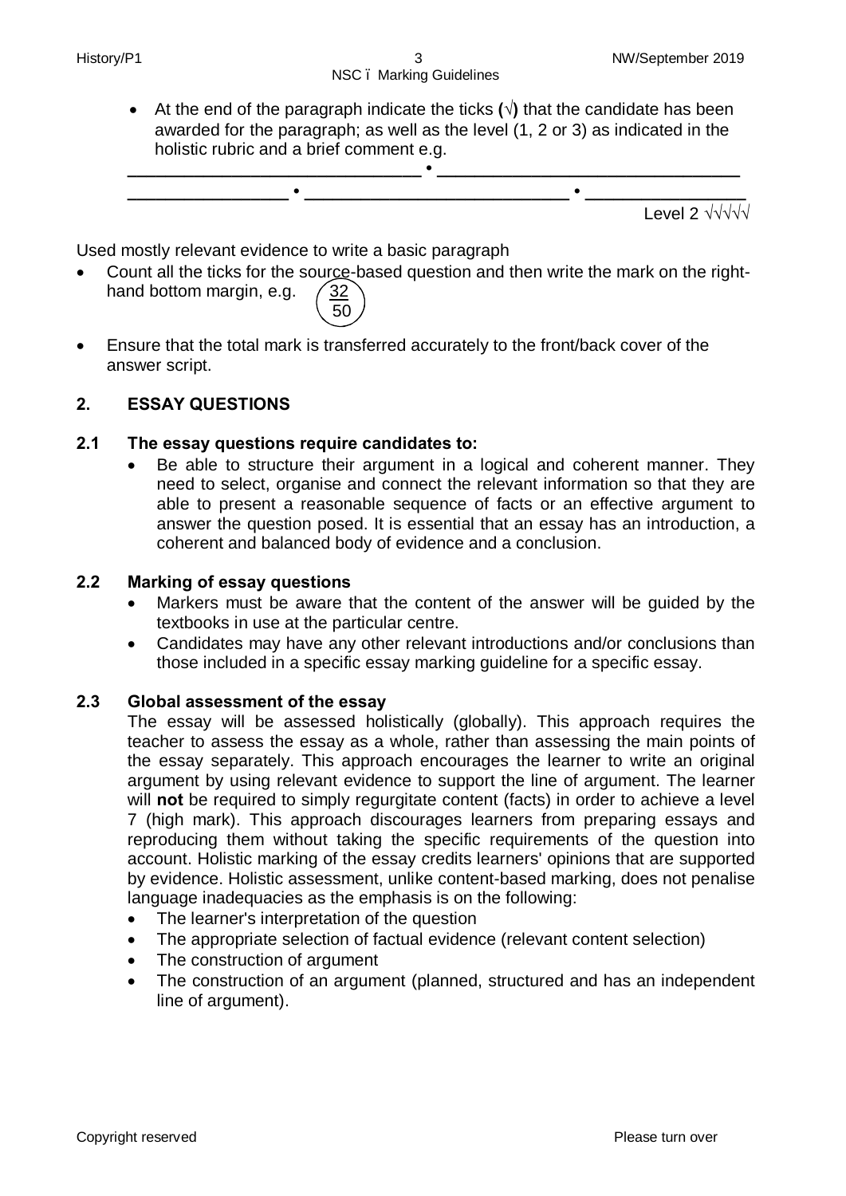- At the end of the paragraph indicate the ticks (√) that the candidate has been awarded for the paragraph; as well as the level (1, 2 or 3) as indicated in the holistic rubric and a brief comment e.g.

  ______________________________ • ______________________________
  ________________ • __________________________ • ________________
  Level 2 √√√√√

Used mostly relevant evidence to write a basic paragraph

- Count all the ticks for the source-based question and then write the mark on the right-hand bottom margin, e.g. 32/50
- Ensure that the total mark is transferred accurately to the front/back cover of the answer script.

## 2. ESSAY QUESTIONS

### 2.1 The essay questions require candidates to:

- Be able to structure their argument in a logical and coherent manner. They need to select, organise and connect the relevant information so that they are able to present a reasonable sequence of facts or an effective argument to answer the question posed. It is essential that an essay has an introduction, a coherent and balanced body of evidence and a conclusion.

### 2.2 Marking of essay questions

- Markers must be aware that the content of the answer will be guided by the textbooks in use at the particular centre.
- Candidates may have any other relevant introductions and/or conclusions than those included in a specific essay marking guideline for a specific essay.

### 2.3 Global assessment of the essay

The essay will be assessed holistically (globally). This approach requires the teacher to assess the essay as a whole, rather than assessing the main points of the essay separately. This approach encourages the learner to write an original argument by using relevant evidence to support the line of argument. The learner will **not** be required to simply regurgitate content (facts) in order to achieve a level 7 (high mark). This approach discourages learners from preparing essays and reproducing them without taking the specific requirements of the question into account. Holistic marking of the essay credits learners' opinions that are supported by evidence. Holistic assessment, unlike content-based marking, does not penalise language inadequacies as the emphasis is on the following:

- The learner's interpretation of the question
- The appropriate selection of factual evidence (relevant content selection)
- The construction of argument
- The construction of an argument (planned, structured and has an independent line of argument).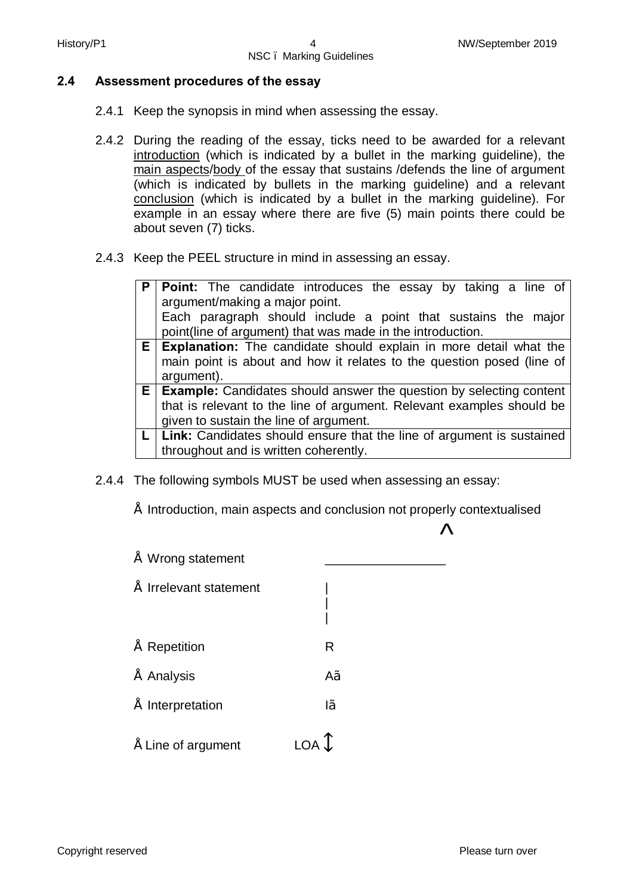### 2.4 Assessment procedures of the essay

2.4.1 Keep the synopsis in mind when assessing the essay.

2.4.2 During the reading of the essay, ticks need to be awarded for a relevant introduction (which is indicated by a bullet in the marking guideline), the main aspects/body of the essay that sustains /defends the line of argument (which is indicated by bullets in the marking guideline) and a relevant conclusion (which is indicated by a bullet in the marking guideline). For example in an essay where there are five (5) main points there could be about seven (7) ticks.

2.4.3 Keep the PEEL structure in mind in assessing an essay.

| | |
|---|---|
| **P** | **Point:** The candidate introduces the essay by taking a line of argument/making a major point. Each paragraph should include a point that sustains the major point(line of argument) that was made in the introduction. |
| **E** | **Explanation:** The candidate should explain in more detail what the main point is about and how it relates to the question posed (line of argument). |
| **E** | **Example:** Candidates should answer the question by selecting content that is relevant to the line of argument. Relevant examples should be given to sustain the line of argument. |
| **L** | **Link:** Candidates should ensure that the line of argument is sustained throughout and is written coherently. |

2.4.4 The following symbols MUST be used when assessing an essay:

- Introduction, main aspects and conclusion not properly contextualised ^
- Wrong statement \_\_\_\_\_\_\_\_\_\_\_\_\_\_\_\_
- Irrelevant statement |
- Repetition R
- Analysis A√
- Interpretation I√
- Line of argument LOA ↕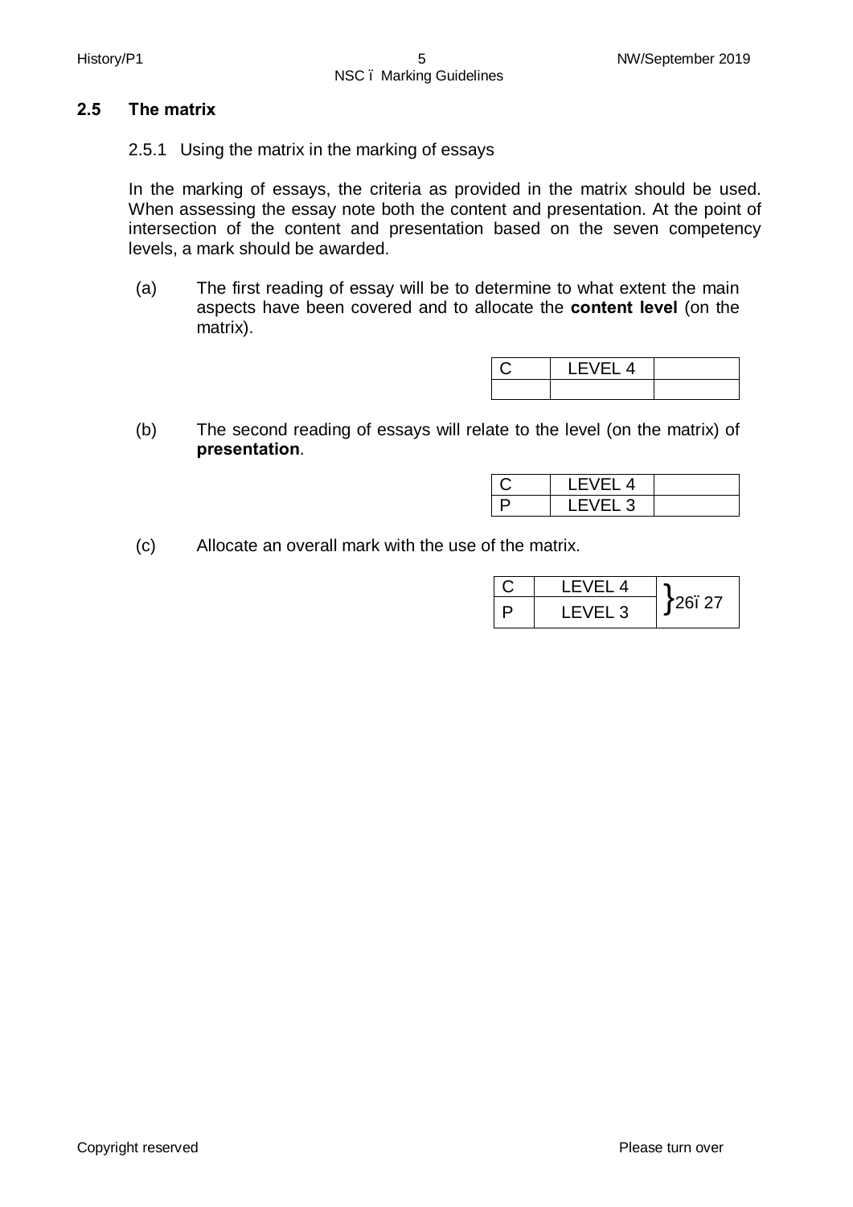## 2.5 The matrix

2.5.1 Using the matrix in the marking of essays

In the marking of essays, the criteria as provided in the matrix should be used. When assessing the essay note both the content and presentation. At the point of intersection of the content and presentation based on the seven competency levels, a mark should be awarded.

(a) The first reading of essay will be to determine to what extent the main aspects have been covered and to allocate the **content level** (on the matrix).

| C | LEVEL 4 | |
|---|---|---|
| | | |

(b) The second reading of essays will relate to the level (on the matrix) of **presentation**.

| C | LEVEL 4 | |
|---|---|---|
| P | LEVEL 3 | |

(c) Allocate an overall mark with the use of the matrix.

| C | LEVEL 4 | }26–27 |
|---|---|---|
| P | LEVEL 3 | |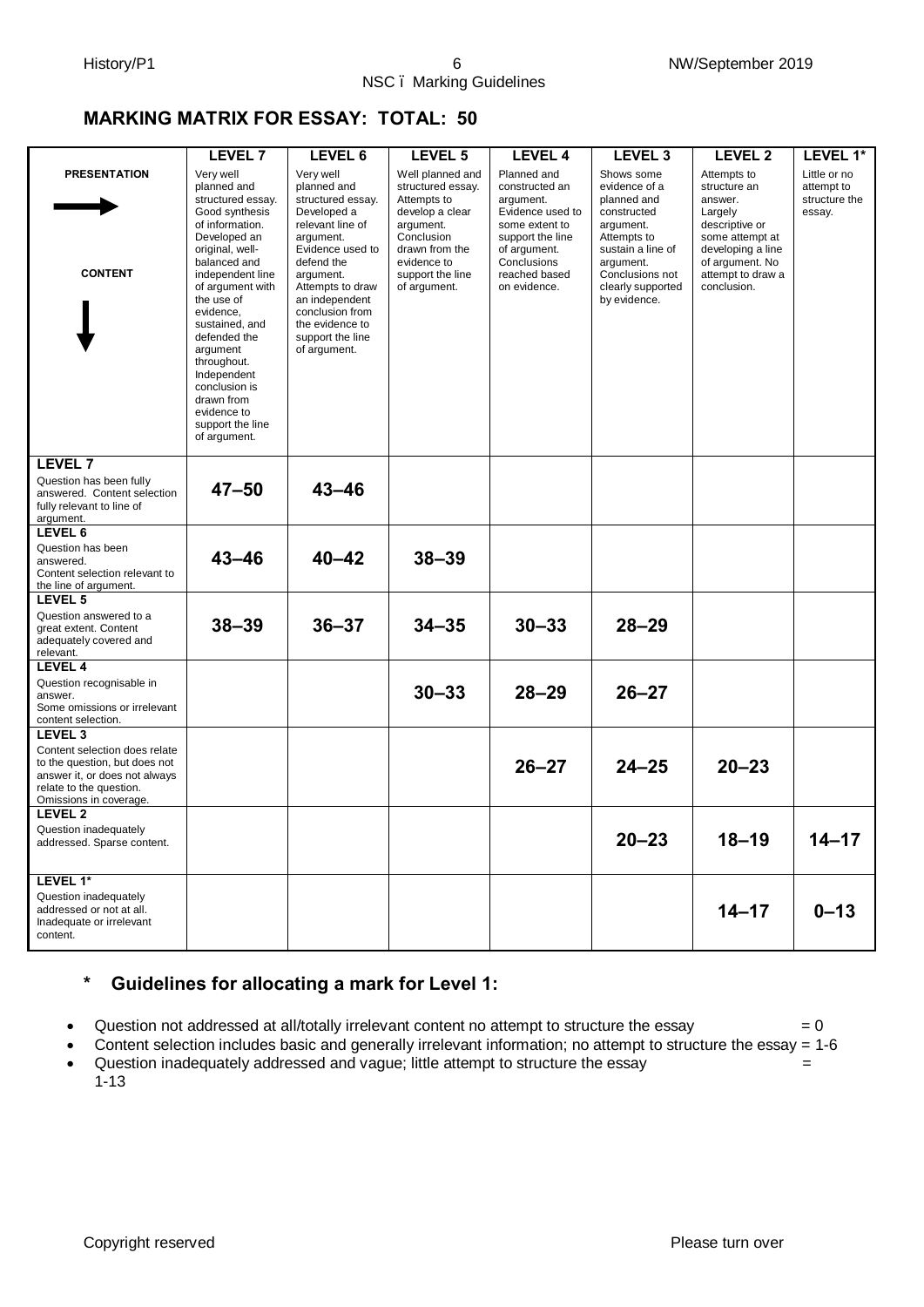## MARKING MATRIX FOR ESSAY: TOTAL: 50

| **PRESENTATION** → / **CONTENT** ↓ | **LEVEL 7** Very well planned and structured essay. Good synthesis of information. Developed an original, well-balanced and independent line of argument with the use of evidence, sustained, and defended the argument throughout. Independent conclusion is drawn from evidence to support the line of argument. | **LEVEL 6** Very well planned and structured essay. Developed a relevant line of argument. Evidence used to defend the argument. Attempts to draw an independent conclusion from the evidence to support the line of argument. | **LEVEL 5** Well planned and structured essay. Attempts to develop a clear argument. Conclusion drawn from the evidence to support the line of argument. | **LEVEL 4** Planned and constructed an argument. Evidence used to some extent to support the line of argument. Conclusions reached based on evidence. | **LEVEL 3** Shows some evidence of a planned and constructed argument. Attempts to sustain a line of argument. Conclusions not clearly supported by evidence. | **LEVEL 2** Attempts to structure an answer. Largely descriptive or some attempt at developing a line of argument. No attempt to draw a conclusion. | **LEVEL 1*** Little or no attempt to structure the essay. |
|---|---|---|---|---|---|---|---|
| **LEVEL 7** Question has been fully answered. Content selection fully relevant to line of argument. | **47–50** | **43–46** | | | | | |
| **LEVEL 6** Question has been answered. Content selection relevant to the line of argument. | **43–46** | **40–42** | **38–39** | | | | |
| **LEVEL 5** Question answered to a great extent. Content adequately covered and relevant. | **38–39** | **36–37** | **34–35** | **30–33** | **28–29** | | |
| **LEVEL 4** Question recognisable in answer. Some omissions or irrelevant content selection. | | | **30–33** | **28–29** | **26–27** | | |
| **LEVEL 3** Content selection does relate to the question, but does not answer it, or does not always relate to the question. Omissions in coverage. | | | | **26–27** | **24–25** | **20–23** | |
| **LEVEL 2** Question inadequately addressed. Sparse content. | | | | | **20–23** | **18–19** | **14–17** |
| **LEVEL 1*** Question inadequately addressed or not at all. Inadequate or irrelevant content. | | | | | | **14–17** | **0–13** |

### * Guidelines for allocating a mark for Level 1:

- Question not addressed at all/totally irrelevant content no attempt to structure the essay = 0
- Content selection includes basic and generally irrelevant information; no attempt to structure the essay = 1-6
- Question inadequately addressed and vague; little attempt to structure the essay = 1-13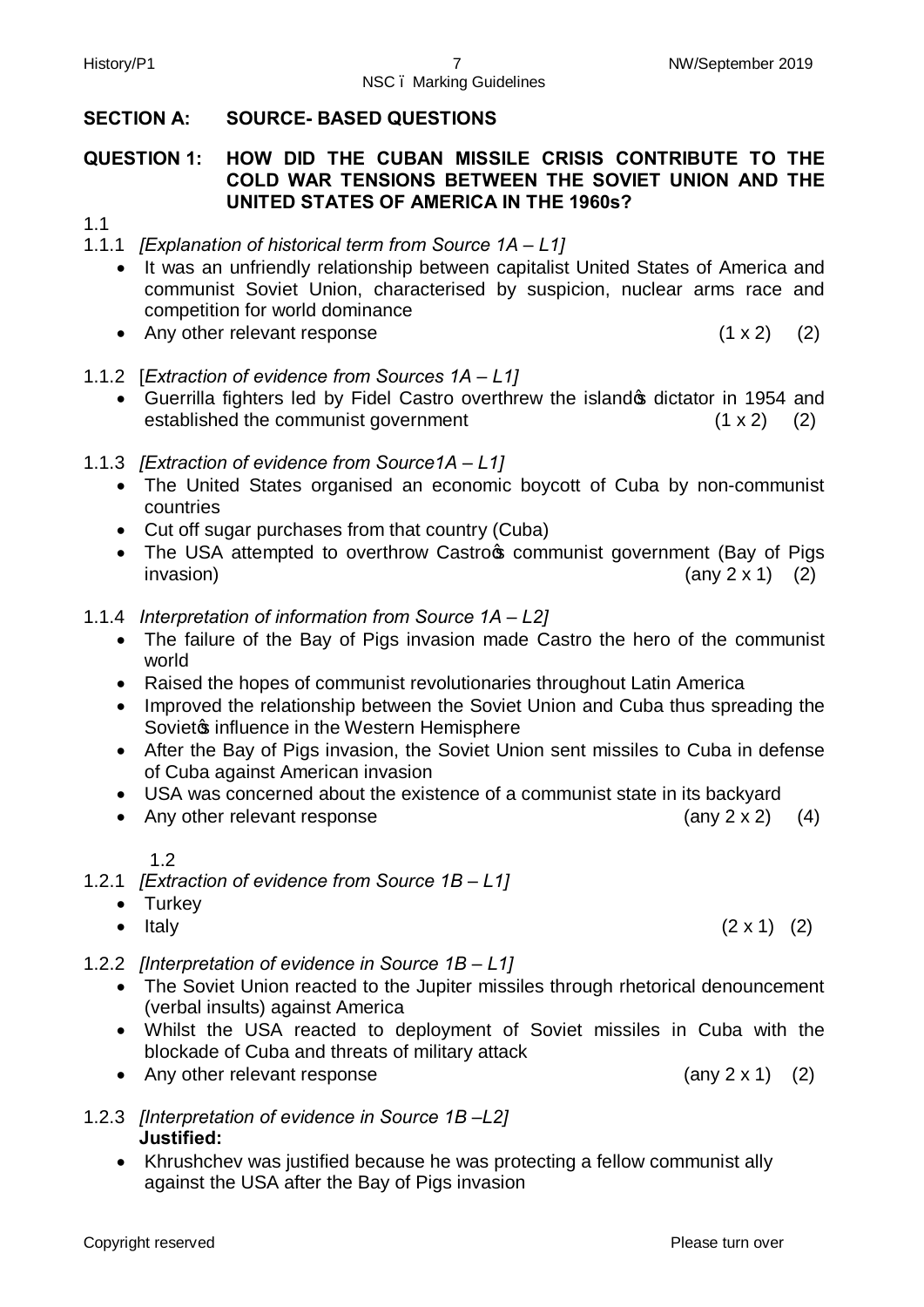## SECTION A: SOURCE- BASED QUESTIONS

### QUESTION 1: HOW DID THE CUBAN MISSILE CRISIS CONTRIBUTE TO THE COLD WAR TENSIONS BETWEEN THE SOVIET UNION AND THE UNITED STATES OF AMERICA IN THE 1960s?

1.1

1.1.1 *[Explanation of historical term from Source 1A – L1]*

- It was an unfriendly relationship between capitalist United States of America and communist Soviet Union, characterised by suspicion, nuclear arms race and competition for world dominance
- Any other relevant response (1 x 2) (2)

1.1.2 [*Extraction of evidence from Sources 1A – L1]*

- Guerrilla fighters led by Fidel Castro overthrew the island's dictator in 1954 and established the communist government (1 x 2) (2)

1.1.3 *[Extraction of evidence from Source1A – L1]*

- The United States organised an economic boycott of Cuba by non-communist countries
- Cut off sugar purchases from that country (Cuba)
- The USA attempted to overthrow Castro's communist government (Bay of Pigs invasion) (any 2 x 1) (2)

1.1.4 *Interpretation of information from Source 1A – L2]*

- The failure of the Bay of Pigs invasion made Castro the hero of the communist world
- Raised the hopes of communist revolutionaries throughout Latin America
- Improved the relationship between the Soviet Union and Cuba thus spreading the Soviet's influence in the Western Hemisphere
- After the Bay of Pigs invasion, the Soviet Union sent missiles to Cuba in defense of Cuba against American invasion
- USA was concerned about the existence of a communist state in its backyard
- Any other relevant response (any 2 x 2) (4)

1.2

1.2.1 *[Extraction of evidence from Source 1B – L1]*

- Turkey
- Italy (2 x 1) (2)

1.2.2 *[Interpretation of evidence in Source 1B – L1]*

- The Soviet Union reacted to the Jupiter missiles through rhetorical denouncement (verbal insults) against America
- Whilst the USA reacted to deployment of Soviet missiles in Cuba with the blockade of Cuba and threats of military attack
- Any other relevant response (any 2 x 1) (2)

1.2.3 *[Interpretation of evidence in Source 1B –L2]*

**Justified:**

- Khrushchev was justified because he was protecting a fellow communist ally against the USA after the Bay of Pigs invasion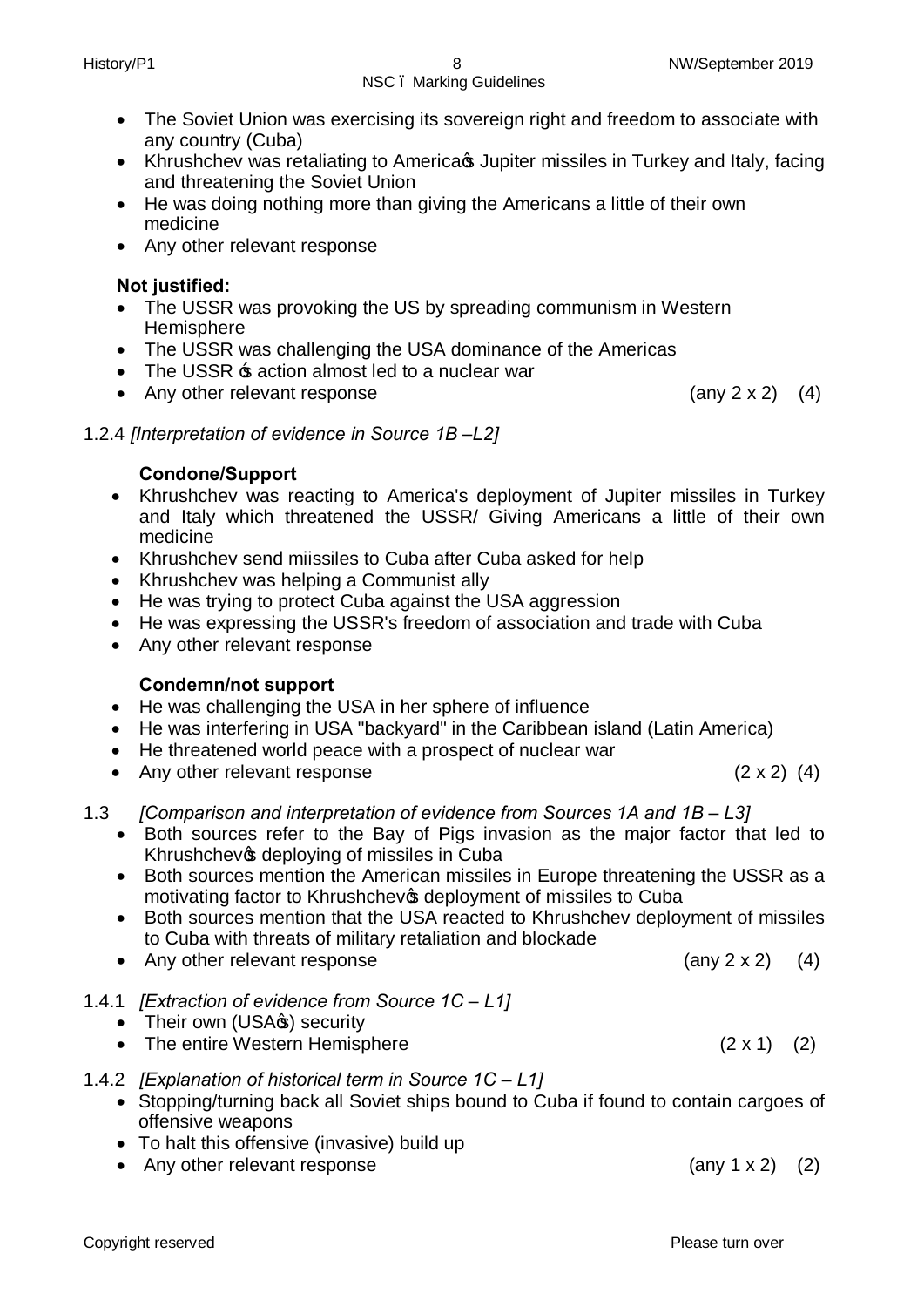- The Soviet Union was exercising its sovereign right and freedom to associate with any country (Cuba)
- Khrushchev was retaliating to America's Jupiter missiles in Turkey and Italy, facing and threatening the Soviet Union
- He was doing nothing more than giving the Americans a little of their own medicine
- Any other relevant response

**Not justified:**

- The USSR was provoking the US by spreading communism in Western Hemisphere
- The USSR was challenging the USA dominance of the Americas
- The USSR 's action almost led to a nuclear war
- Any other relevant response (any 2 x 2) (4)

1.2.4 *[Interpretation of evidence in Source 1B –L2]*

**Condone/Support**

- Khrushchev was reacting to America's deployment of Jupiter missiles in Turkey and Italy which threatened the USSR/ Giving Americans a little of their own medicine
- Khrushchev send miissiles to Cuba after Cuba asked for help
- Khrushchev was helping a Communist ally
- He was trying to protect Cuba against the USA aggression
- He was expressing the USSR's freedom of association and trade with Cuba
- Any other relevant response

**Condemn/not support**

- He was challenging the USA in her sphere of influence
- He was interfering in USA "backyard" in the Caribbean island (Latin America)
- He threatened world peace with a prospect of nuclear war
- Any other relevant response (2 x 2) (4)

1.3 *[Comparison and interpretation of evidence from Sources 1A and 1B – L3]*

- Both sources refer to the Bay of Pigs invasion as the major factor that led to Khrushchev's deploying of missiles in Cuba
- Both sources mention the American missiles in Europe threatening the USSR as a motivating factor to Khrushchev's deployment of missiles to Cuba
- Both sources mention that the USA reacted to Khrushchev deployment of missiles to Cuba with threats of military retaliation and blockade
- Any other relevant response (any 2 x 2) (4)

1.4.1 *[Extraction of evidence from Source 1C – L1]*

- Their own (USA's) security
- The entire Western Hemisphere (2 x 1) (2)

1.4.2 *[Explanation of historical term in Source 1C – L1]*

- Stopping/turning back all Soviet ships bound to Cuba if found to contain cargoes of offensive weapons
- To halt this offensive (invasive) build up
- Any other relevant response (any 1 x 2) (2)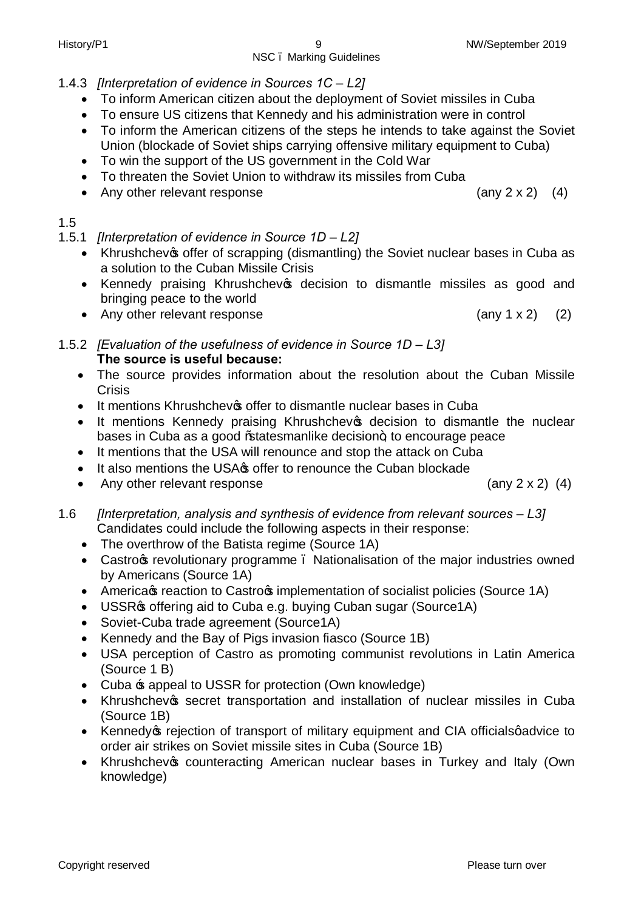1.4.3 *[Interpretation of evidence in Sources 1C – L2]*

- To inform American citizen about the deployment of Soviet missiles in Cuba
- To ensure US citizens that Kennedy and his administration were in control
- To inform the American citizens of the steps he intends to take against the Soviet Union (blockade of Soviet ships carrying offensive military equipment to Cuba)
- To win the support of the US government in the Cold War
- To threaten the Soviet Union to withdraw its missiles from Cuba
- Any other relevant response (any 2 x 2) (4)

1.5

1.5.1 *[Interpretation of evidence in Source 1D – L2]*

- Khrushchev's offer of scrapping (dismantling) the Soviet nuclear bases in Cuba as a solution to the Cuban Missile Crisis
- Kennedy praising Khrushchev's decision to dismantle missiles as good and bringing peace to the world
- Any other relevant response (any 1 x 2) (2)

1.5.2 *[Evaluation of the usefulness of evidence in Source 1D – L3]*

**The source is useful because:**

- The source provides information about the resolution about the Cuban Missile Crisis
- It mentions Khrushchev's offer to dismantle nuclear bases in Cuba
- It mentions Kennedy praising Khrushchev's decision to dismantle the nuclear bases in Cuba as a good "statesmanlike decision" to encourage peace
- It mentions that the USA will renounce and stop the attack on Cuba
- It also mentions the USA's offer to renounce the Cuban blockade
- Any other relevant response (any 2 x 2) (4)

1.6 *[Interpretation, analysis and synthesis of evidence from relevant sources – L3]*

Candidates could include the following aspects in their response:

- The overthrow of the Batista regime (Source 1A)
- Castro's revolutionary programme – Nationalisation of the major industries owned by Americans (Source 1A)
- America's reaction to Castro's implementation of socialist policies (Source 1A)
- USSR's offering aid to Cuba e.g. buying Cuban sugar (Source1A)
- Soviet-Cuba trade agreement (Source1A)
- Kennedy and the Bay of Pigs invasion fiasco (Source 1B)
- USA perception of Castro as promoting communist revolutions in Latin America (Source 1 B)
- Cuba 's appeal to USSR for protection (Own knowledge)
- Khrushchev's secret transportation and installation of nuclear missiles in Cuba (Source 1B)
- Kennedy's rejection of transport of military equipment and CIA officials' advice to order air strikes on Soviet missile sites in Cuba (Source 1B)
- Khrushchev's counteracting American nuclear bases in Turkey and Italy (Own knowledge)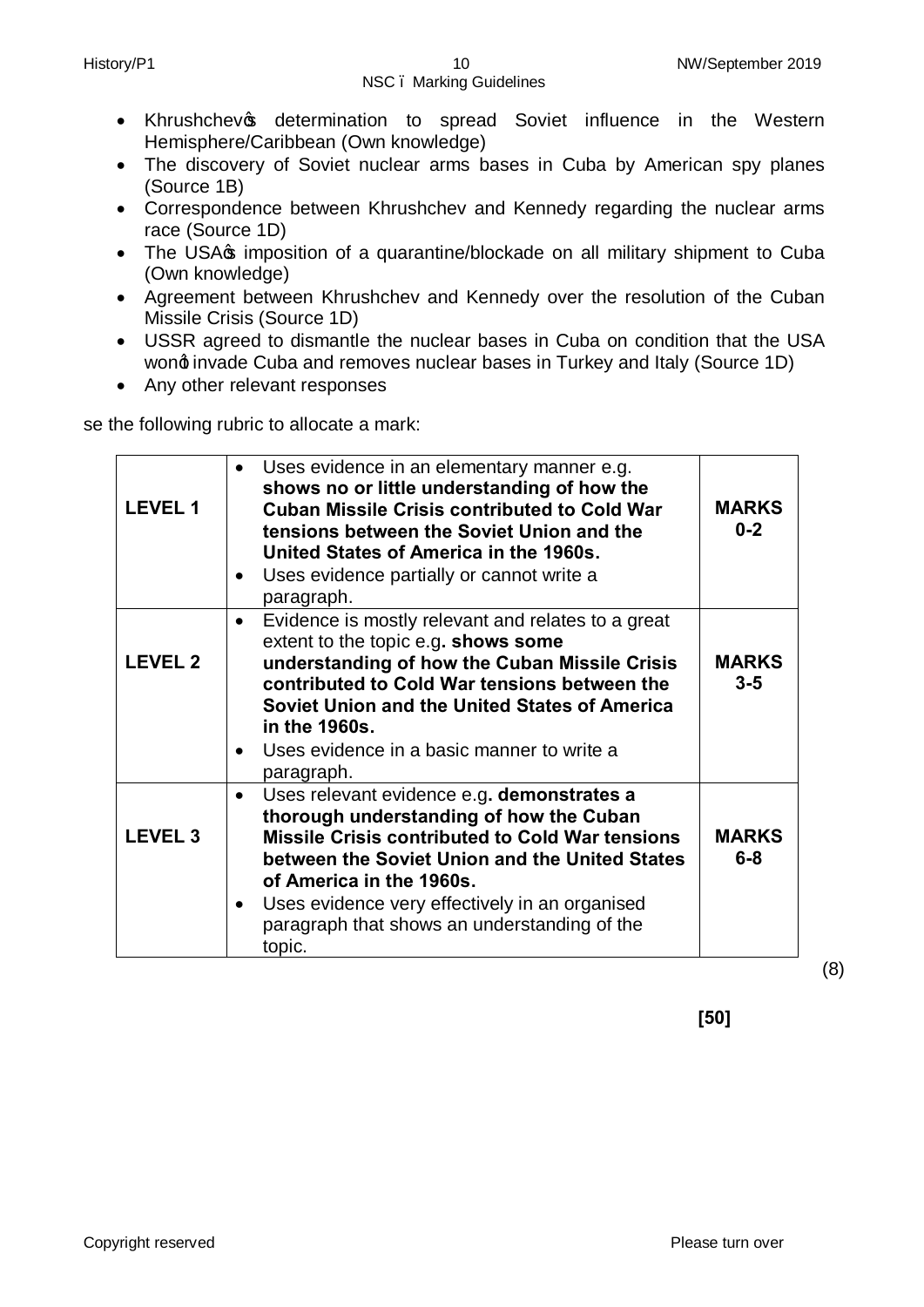- Khrushchev's determination to spread Soviet influence in the Western Hemisphere/Caribbean (Own knowledge)
- The discovery of Soviet nuclear arms bases in Cuba by American spy planes (Source 1B)
- Correspondence between Khrushchev and Kennedy regarding the nuclear arms race (Source 1D)
- The USA's imposition of a quarantine/blockade on all military shipment to Cuba (Own knowledge)
- Agreement between Khrushchev and Kennedy over the resolution of the Cuban Missile Crisis (Source 1D)
- USSR agreed to dismantle the nuclear bases in Cuba on condition that the USA won't invade Cuba and removes nuclear bases in Turkey and Italy (Source 1D)
- Any other relevant responses

se the following rubric to allocate a mark:

| | | |
|---|---|---|
| **LEVEL 1** | • Uses evidence in an elementary manner e.g. **shows no or little understanding of how the Cuban Missile Crisis contributed to Cold War tensions between the Soviet Union and the United States of America in the 1960s.**<br>• Uses evidence partially or cannot write a paragraph. | **MARKS 0-2** |
| **LEVEL 2** | • Evidence is mostly relevant and relates to a great extent to the topic e.g**. shows some understanding of how the Cuban Missile Crisis contributed to Cold War tensions between the Soviet Union and the United States of America in the 1960s.**<br>• Uses evidence in a basic manner to write a paragraph. | **MARKS 3-5** |
| **LEVEL 3** | • Uses relevant evidence e.g**. demonstrates a thorough understanding of how the Cuban Missile Crisis contributed to Cold War tensions between the Soviet Union and the United States of America in the 1960s.**<br>• Uses evidence very effectively in an organised paragraph that shows an understanding of the topic. | **MARKS 6-8** |

(8)

**[50]**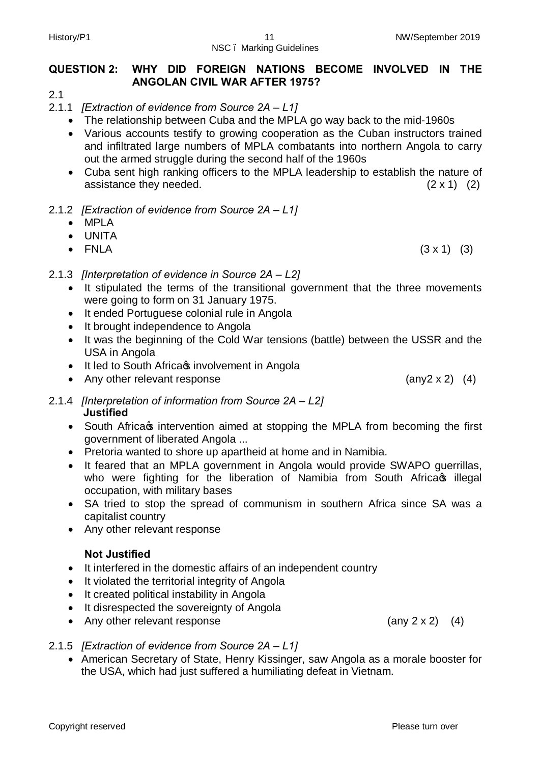## QUESTION 2: WHY DID FOREIGN NATIONS BECOME INVOLVED IN THE ANGOLAN CIVIL WAR AFTER 1975?

2.1

2.1.1 *[Extraction of evidence from Source 2A – L1]*

- The relationship between Cuba and the MPLA go way back to the mid-1960s
- Various accounts testify to growing cooperation as the Cuban instructors trained and infiltrated large numbers of MPLA combatants into northern Angola to carry out the armed struggle during the second half of the 1960s
- Cuba sent high ranking officers to the MPLA leadership to establish the nature of assistance they needed. (2 x 1) (2)

2.1.2 *[Extraction of evidence from Source 2A – L1]*

- MPLA
- UNITA
- FNLA (3 x 1) (3)

2.1.3 *[Interpretation of evidence in Source 2A – L2]*

- It stipulated the terms of the transitional government that the three movements were going to form on 31 January 1975.
- It ended Portuguese colonial rule in Angola
- It brought independence to Angola
- It was the beginning of the Cold War tensions (battle) between the USSR and the USA in Angola
- It led to South Africa's involvement in Angola
- Any other relevant response (any2 x 2) (4)

2.1.4 *[Interpretation of information from Source 2A – L2]*

**Justified**

- South Africa's intervention aimed at stopping the MPLA from becoming the first government of liberated Angola ...
- Pretoria wanted to shore up apartheid at home and in Namibia.
- It feared that an MPLA government in Angola would provide SWAPO guerrillas, who were fighting for the liberation of Namibia from South Africa's illegal occupation, with military bases
- SA tried to stop the spread of communism in southern Africa since SA was a capitalist country
- Any other relevant response

**Not Justified**

- It interfered in the domestic affairs of an independent country
- It violated the territorial integrity of Angola
- It created political instability in Angola
- It disrespected the sovereignty of Angola
- Any other relevant response (any 2 x 2) (4)

2.1.5 *[Extraction of evidence from Source 2A – L1]*

- American Secretary of State, Henry Kissinger, saw Angola as a morale booster for the USA, which had just suffered a humiliating defeat in Vietnam.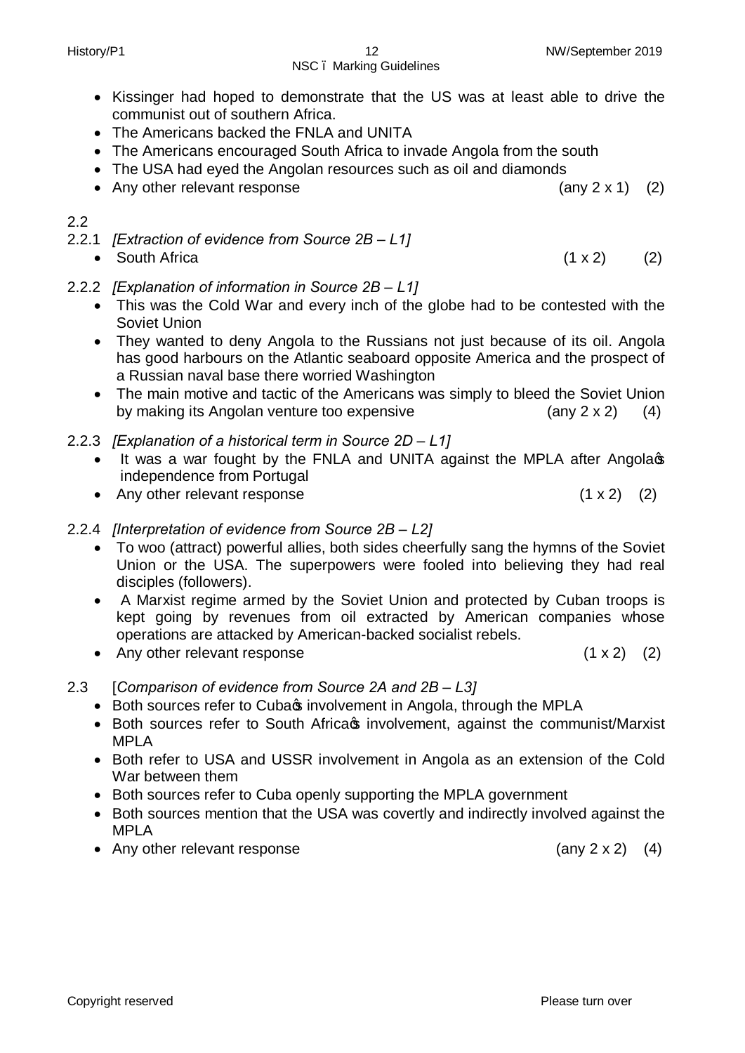- Kissinger had hoped to demonstrate that the US was at least able to drive the communist out of southern Africa.
- The Americans backed the FNLA and UNITA
- The Americans encouraged South Africa to invade Angola from the south
- The USA had eyed the Angolan resources such as oil and diamonds
- Any other relevant response (any 2 x 1) (2)

2.2

2.2.1 *[Extraction of evidence from Source 2B – L1]*

- South Africa (1 x 2) (2)

2.2.2 *[Explanation of information in Source 2B – L1]*

- This was the Cold War and every inch of the globe had to be contested with the Soviet Union
- They wanted to deny Angola to the Russians not just because of its oil. Angola has good harbours on the Atlantic seaboard opposite America and the prospect of a Russian naval base there worried Washington
- The main motive and tactic of the Americans was simply to bleed the Soviet Union by making its Angolan venture too expensive (any 2 x 2) (4)

2.2.3 *[Explanation of a historical term in Source 2D – L1]*

- It was a war fought by the FNLA and UNITA against the MPLA after Angola's independence from Portugal
- Any other relevant response (1 x 2) (2)

2.2.4 *[Interpretation of evidence from Source 2B – L2]*

- To woo (attract) powerful allies, both sides cheerfully sang the hymns of the Soviet Union or the USA. The superpowers were fooled into believing they had real disciples (followers).
- A Marxist regime armed by the Soviet Union and protected by Cuban troops is kept going by revenues from oil extracted by American companies whose operations are attacked by American-backed socialist rebels.
- Any other relevant response (1 x 2) (2)

2.3 [*Comparison of evidence from Source 2A and 2B – L3]*

- Both sources refer to Cuba's involvement in Angola, through the MPLA
- Both sources refer to South Africa's involvement, against the communist/Marxist MPLA
- Both refer to USA and USSR involvement in Angola as an extension of the Cold War between them
- Both sources refer to Cuba openly supporting the MPLA government
- Both sources mention that the USA was covertly and indirectly involved against the MPLA
- Any other relevant response (any 2 x 2) (4)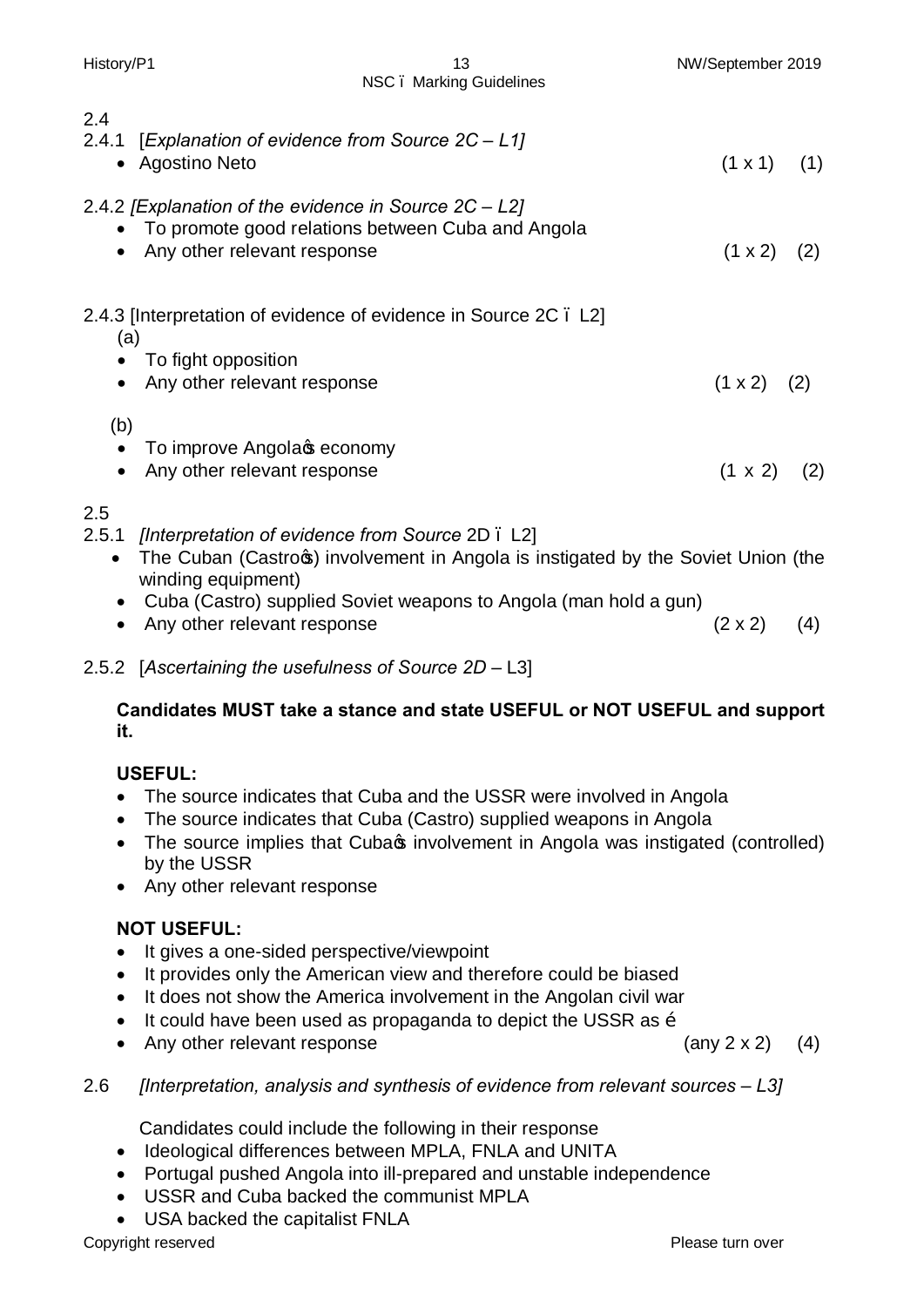2.4

2.4.1 [*Explanation of evidence from Source 2C – L1]*

- Agostino Neto (1 x 1) (1)

2.4.2 *[Explanation of the evidence in Source 2C – L2]*

- To promote good relations between Cuba and Angola
- Any other relevant response (1 x 2) (2)

2.4.3 [Interpretation of evidence of evidence in Source 2C – L2]

(a)

- To fight opposition
- Any other relevant response (1 x 2) (2)

(b)

- To improve Angola's economy
- Any other relevant response (1 x 2) (2)

2.5

2.5.1 *[Interpretation of evidence from Source* 2D – L2]

- The Cuban (Castro's) involvement in Angola is instigated by the Soviet Union (the winding equipment)
- Cuba (Castro) supplied Soviet weapons to Angola (man hold a gun)
- Any other relevant response (2 x 2) (4)

2.5.2 [*Ascertaining the usefulness of Source 2D* – L3]

**Candidates MUST take a stance and state USEFUL or NOT USEFUL and support it.**

**USEFUL:**

- The source indicates that Cuba and the USSR were involved in Angola
- The source indicates that Cuba (Castro) supplied weapons in Angola
- The source implies that Cuba's involvement in Angola was instigated (controlled) by the USSR
- Any other relevant response

**NOT USEFUL:**

- It gives a one-sided perspective/viewpoint
- It provides only the American view and therefore could be biased
- It does not show the America involvement in the Angolan civil war
- It could have been used as propaganda to depict the USSR as …
- Any other relevant response (any 2 x 2) (4)

2.6 *[Interpretation, analysis and synthesis of evidence from relevant sources – L3]*

Candidates could include the following in their response

- Ideological differences between MPLA, FNLA and UNITA
- Portugal pushed Angola into ill-prepared and unstable independence
- USSR and Cuba backed the communist MPLA
- USA backed the capitalist FNLA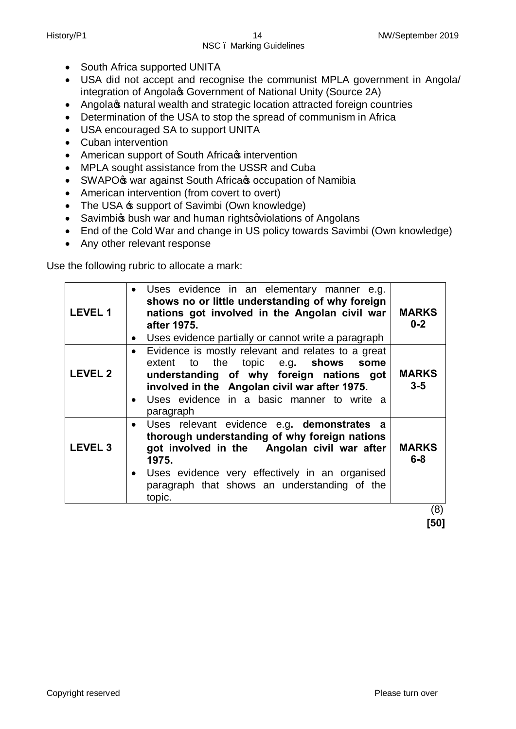- South Africa supported UNITA
- USA did not accept and recognise the communist MPLA government in Angola/ integration of Angola's Government of National Unity (Source 2A)
- Angola's natural wealth and strategic location attracted foreign countries
- Determination of the USA to stop the spread of communism in Africa
- USA encouraged SA to support UNITA
- Cuban intervention
- American support of South Africa's intervention
- MPLA sought assistance from the USSR and Cuba
- SWAPO's war against South Africa's occupation of Namibia
- American intervention (from covert to overt)
- The USA's support of Savimbi (Own knowledge)
- Savimbi's bush war and human rights' violations of Angolans
- End of the Cold War and change in US policy towards Savimbi (Own knowledge)
- Any other relevant response

Use the following rubric to allocate a mark:

| | | |
|---|---|---|
| **LEVEL 1** | • Uses evidence in an elementary manner e.g. **shows no or little understanding of why foreign nations got involved in the Angolan civil war after 1975.**<br>• Uses evidence partially or cannot write a paragraph | **MARKS 0-2** |
| **LEVEL 2** | • Evidence is mostly relevant and relates to a great extent to the topic e.g**. shows some understanding of why foreign nations got involved in the Angolan civil war after 1975.**<br>• Uses evidence in a basic manner to write a paragraph | **MARKS 3-5** |
| **LEVEL 3** | • Uses relevant evidence e.g**. demonstrates a thorough understanding of why foreign nations got involved in the Angolan civil war after 1975.**<br>• Uses evidence very effectively in an organised paragraph that shows an understanding of the topic. | **MARKS 6-8** |

(8)

**[50]**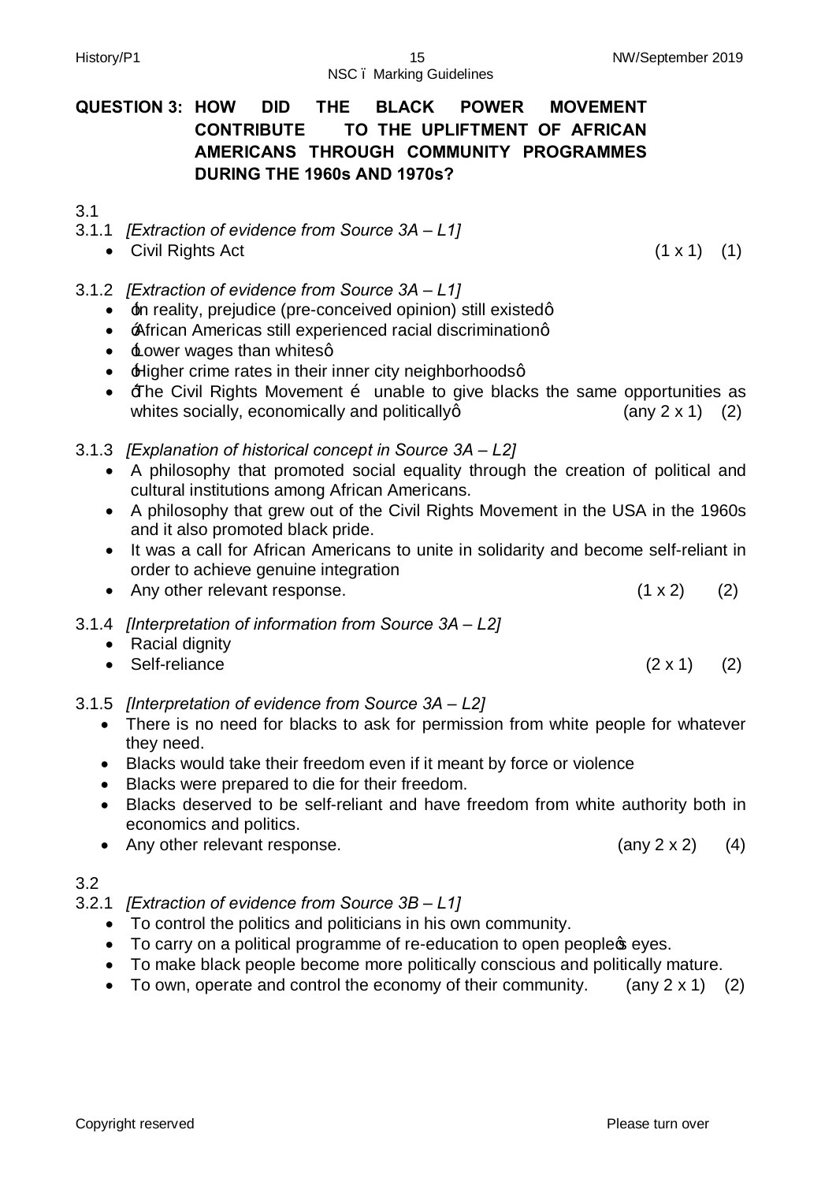## QUESTION 3: HOW DID THE BLACK POWER MOVEMENT CONTRIBUTE TO THE UPLIFTMENT OF AFRICAN AMERICANS THROUGH COMMUNITY PROGRAMMES DURING THE 1960s AND 1970s?

3.1

3.1.1 *[Extraction of evidence from Source 3A – L1]*

- Civil Rights Act (1 x 1) (1)

3.1.2 *[Extraction of evidence from Source 3A – L1]*

- 'In reality, prejudice (pre-conceived opinion) still existed'
- 'African Americas still experienced racial discrimination'
- 'Lower wages than whites'
- 'Higher crime rates in their inner city neighborhoods'
- 'The Civil Rights Movement … unable to give blacks the same opportunities as whites socially, economically and politically' (any 2 x 1) (2)

3.1.3 *[Explanation of historical concept in Source 3A – L2]*

- A philosophy that promoted social equality through the creation of political and cultural institutions among African Americans.
- A philosophy that grew out of the Civil Rights Movement in the USA in the 1960s and it also promoted black pride.
- It was a call for African Americans to unite in solidarity and become self-reliant in order to achieve genuine integration
- Any other relevant response. (1 x 2) (2)

3.1.4 *[Interpretation of information from Source 3A – L2]*

- Racial dignity
- Self-reliance (2 x 1) (2)

3.1.5 *[Interpretation of evidence from Source 3A – L2]*

- There is no need for blacks to ask for permission from white people for whatever they need.
- Blacks would take their freedom even if it meant by force or violence
- Blacks were prepared to die for their freedom.
- Blacks deserved to be self-reliant and have freedom from white authority both in economics and politics.
- Any other relevant response. (any 2 x 2) (4)

3.2

3.2.1 *[Extraction of evidence from Source 3B – L1]*

- To control the politics and politicians in his own community.
- To carry on a political programme of re-education to open people's eyes.
- To make black people become more politically conscious and politically mature.
- To own, operate and control the economy of their community. (any 2 x 1) (2)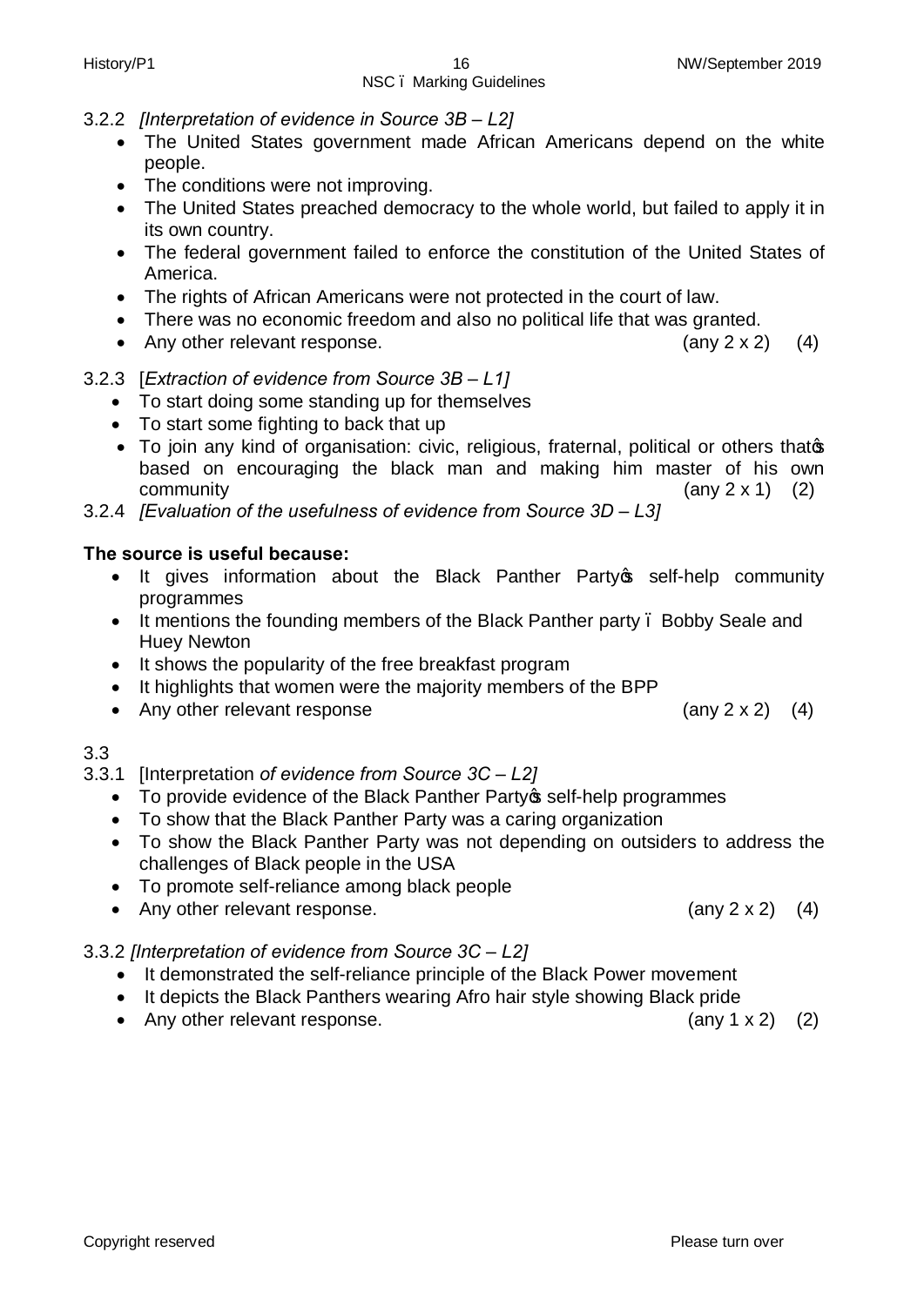3.2.2 *[Interpretation of evidence in Source 3B – L2]*

- The United States government made African Americans depend on the white people.
- The conditions were not improving.
- The United States preached democracy to the whole world, but failed to apply it in its own country.
- The federal government failed to enforce the constitution of the United States of America.
- The rights of African Americans were not protected in the court of law.
- There was no economic freedom and also no political life that was granted.
- Any other relevant response. (any 2 x 2) (4)

3.2.3 [*Extraction of evidence from Source 3B – L1]*

- To start doing some standing up for themselves
- To start some fighting to back that up
- To join any kind of organisation: civic, religious, fraternal, political or others that's based on encouraging the black man and making him master of his own community (any 2 x 1) (2)

3.2.4 *[Evaluation of the usefulness of evidence from Source 3D – L3]*

**The source is useful because:**

- It gives information about the Black Panther Party's self-help community programmes
- It mentions the founding members of the Black Panther party – Bobby Seale and Huey Newton
- It shows the popularity of the free breakfast program
- It highlights that women were the majority members of the BPP
- Any other relevant response (any 2 x 2) (4)

3.3

3.3.1 [Interpretation *of evidence from Source 3C – L2]*

- To provide evidence of the Black Panther Party's self-help programmes
- To show that the Black Panther Party was a caring organization
- To show the Black Panther Party was not depending on outsiders to address the challenges of Black people in the USA
- To promote self-reliance among black people
- Any other relevant response. (any 2 x 2) (4)

3.3.2 *[Interpretation of evidence from Source 3C – L2]*

- It demonstrated the self-reliance principle of the Black Power movement
- It depicts the Black Panthers wearing Afro hair style showing Black pride
- Any other relevant response. (any 1 x 2) (2)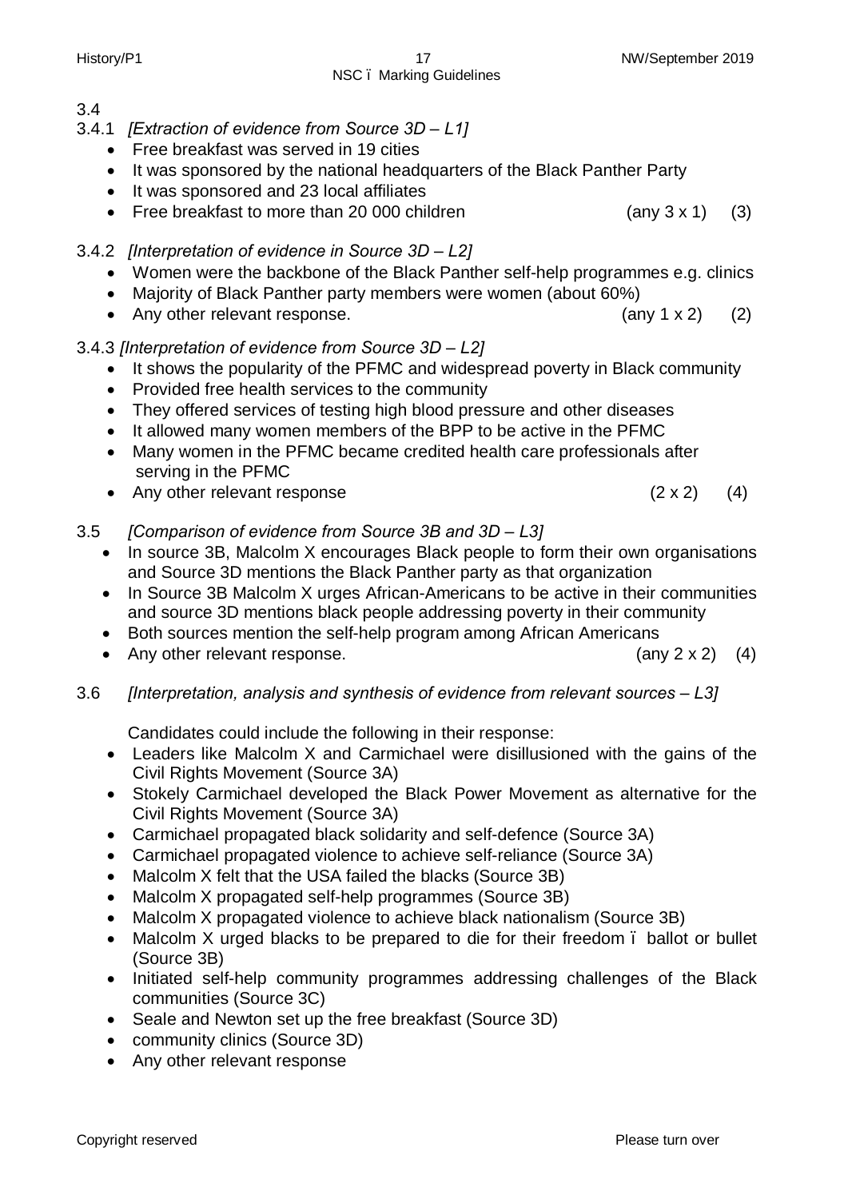3.4

3.4.1 *[Extraction of evidence from Source 3D – L1]*

- Free breakfast was served in 19 cities
- It was sponsored by the national headquarters of the Black Panther Party
- It was sponsored and 23 local affiliates
- Free breakfast to more than 20 000 children (any 3 x 1) (3)

3.4.2 *[Interpretation of evidence in Source 3D – L2]*

- Women were the backbone of the Black Panther self-help programmes e.g. clinics
- Majority of Black Panther party members were women (about 60%)
- Any other relevant response. (any 1 x 2) (2)

3.4.3 *[Interpretation of evidence from Source 3D – L2]*

- It shows the popularity of the PFMC and widespread poverty in Black community
- Provided free health services to the community
- They offered services of testing high blood pressure and other diseases
- It allowed many women members of the BPP to be active in the PFMC
- Many women in the PFMC became credited health care professionals after serving in the PFMC
- Any other relevant response (2 x 2) (4)

3.5 *[Comparison of evidence from Source 3B and 3D – L3]*

- In source 3B, Malcolm X encourages Black people to form their own organisations and Source 3D mentions the Black Panther party as that organization
- In Source 3B Malcolm X urges African-Americans to be active in their communities and source 3D mentions black people addressing poverty in their community
- Both sources mention the self-help program among African Americans
- Any other relevant response. (any 2 x 2) (4)

3.6 *[Interpretation, analysis and synthesis of evidence from relevant sources – L3]*

Candidates could include the following in their response:

- Leaders like Malcolm X and Carmichael were disillusioned with the gains of the Civil Rights Movement (Source 3A)
- Stokely Carmichael developed the Black Power Movement as alternative for the Civil Rights Movement (Source 3A)
- Carmichael propagated black solidarity and self-defence (Source 3A)
- Carmichael propagated violence to achieve self-reliance (Source 3A)
- Malcolm X felt that the USA failed the blacks (Source 3B)
- Malcolm X propagated self-help programmes (Source 3B)
- Malcolm X propagated violence to achieve black nationalism (Source 3B)
- Malcolm X urged blacks to be prepared to die for their freedom – ballot or bullet (Source 3B)
- Initiated self-help community programmes addressing challenges of the Black communities (Source 3C)
- Seale and Newton set up the free breakfast (Source 3D)
- community clinics (Source 3D)
- Any other relevant response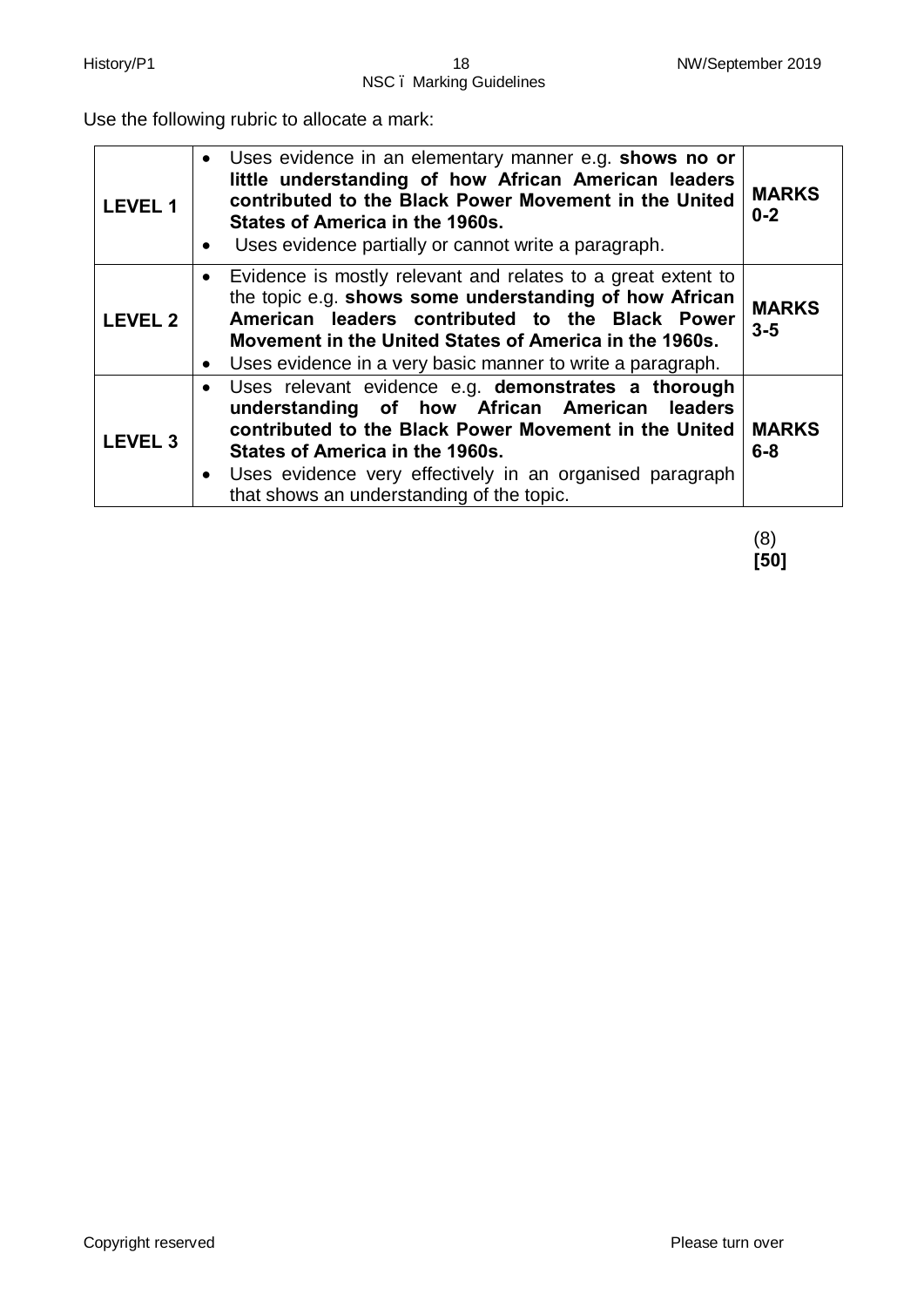Use the following rubric to allocate a mark:

| | | |
|---|---|---|
| **LEVEL 1** | • Uses evidence in an elementary manner e.g. **shows no or little understanding of how African American leaders contributed to the Black Power Movement in the United States of America in the 1960s.**<br>• Uses evidence partially or cannot write a paragraph. | **MARKS 0-2** |
| **LEVEL 2** | • Evidence is mostly relevant and relates to a great extent to the topic e.g. **shows some understanding of how African American leaders contributed to the Black Power Movement in the United States of America in the 1960s.**<br>• Uses evidence in a very basic manner to write a paragraph. | **MARKS 3-5** |
| **LEVEL 3** | • Uses relevant evidence e.g. **demonstrates a thorough understanding of how African American leaders contributed to the Black Power Movement in the United States of America in the 1960s.**<br>• Uses evidence very effectively in an organised paragraph that shows an understanding of the topic. | **MARKS 6-8** |

(8)
**[50]**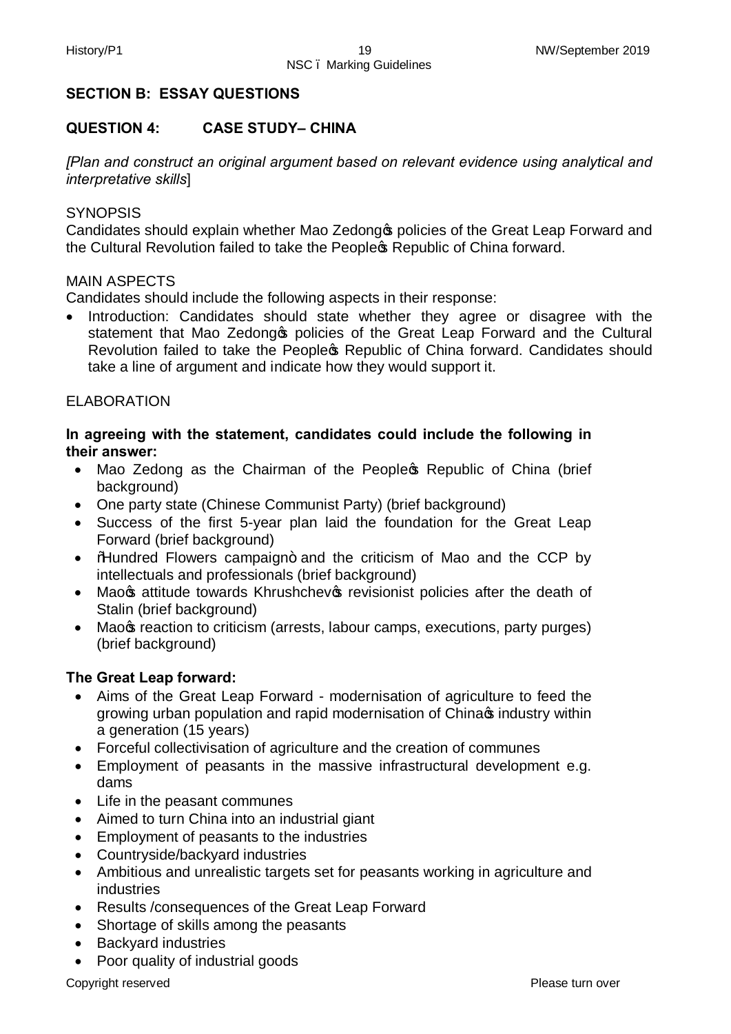## SECTION B: ESSAY QUESTIONS

## QUESTION 4: CASE STUDY– CHINA

*[Plan and construct an original argument based on relevant evidence using analytical and interpretative skills]*

SYNOPSIS

Candidates should explain whether Mao Zedong's policies of the Great Leap Forward and the Cultural Revolution failed to take the People's Republic of China forward.

MAIN ASPECTS

Candidates should include the following aspects in their response:

- Introduction: Candidates should state whether they agree or disagree with the statement that Mao Zedong's policies of the Great Leap Forward and the Cultural Revolution failed to take the People's Republic of China forward. Candidates should take a line of argument and indicate how they would support it.

ELABORATION

**In agreeing with the statement, candidates could include the following in their answer:**

- Mao Zedong as the Chairman of the People's Republic of China (brief background)
- One party state (Chinese Communist Party) (brief background)
- Success of the first 5-year plan laid the foundation for the Great Leap Forward (brief background)
- "Hundred Flowers campaign" and the criticism of Mao and the CCP by intellectuals and professionals (brief background)
- Mao's attitude towards Khrushchev's revisionist policies after the death of Stalin (brief background)
- Mao's reaction to criticism (arrests, labour camps, executions, party purges) (brief background)

**The Great Leap forward:**

- Aims of the Great Leap Forward - modernisation of agriculture to feed the growing urban population and rapid modernisation of China's industry within a generation (15 years)
- Forceful collectivisation of agriculture and the creation of communes
- Employment of peasants in the massive infrastructural development e.g. dams
- Life in the peasant communes
- Aimed to turn China into an industrial giant
- Employment of peasants to the industries
- Countryside/backyard industries
- Ambitious and unrealistic targets set for peasants working in agriculture and industries
- Results /consequences of the Great Leap Forward
- Shortage of skills among the peasants
- Backyard industries
- Poor quality of industrial goods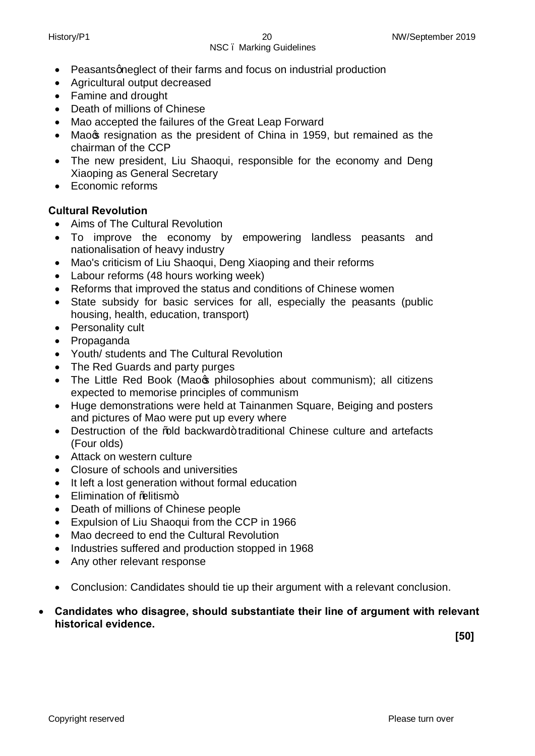- Peasants' neglect of their farms and focus on industrial production
- Agricultural output decreased
- Famine and drought
- Death of millions of Chinese
- Mao accepted the failures of the Great Leap Forward
- Mao's resignation as the president of China in 1959, but remained as the chairman of the CCP
- The new president, Liu Shaoqui, responsible for the economy and Deng Xiaoping as General Secretary
- Economic reforms

**Cultural Revolution**

- Aims of The Cultural Revolution
- To improve the economy by empowering landless peasants and nationalisation of heavy industry
- Mao's criticism of Liu Shaoqui, Deng Xiaoping and their reforms
- Labour reforms (48 hours working week)
- Reforms that improved the status and conditions of Chinese women
- State subsidy for basic services for all, especially the peasants (public housing, health, education, transport)
- Personality cult
- Propaganda
- Youth/ students and The Cultural Revolution
- The Red Guards and party purges
- The Little Red Book (Mao's philosophies about communism); all citizens expected to memorise principles of communism
- Huge demonstrations were held at Tainanmen Square, Beiging and posters and pictures of Mao were put up every where
- Destruction of the "old backward" traditional Chinese culture and artefacts (Four olds)
- Attack on western culture
- Closure of schools and universities
- It left a lost generation without formal education
- Elimination of "elitism"
- Death of millions of Chinese people
- Expulsion of Liu Shaoqui from the CCP in 1966
- Mao decreed to end the Cultural Revolution
- Industries suffered and production stopped in 1968
- Any other relevant response

- Conclusion: Candidates should tie up their argument with a relevant conclusion.

- **Candidates who disagree, should substantiate their line of argument with relevant historical evidence.**

**[50]**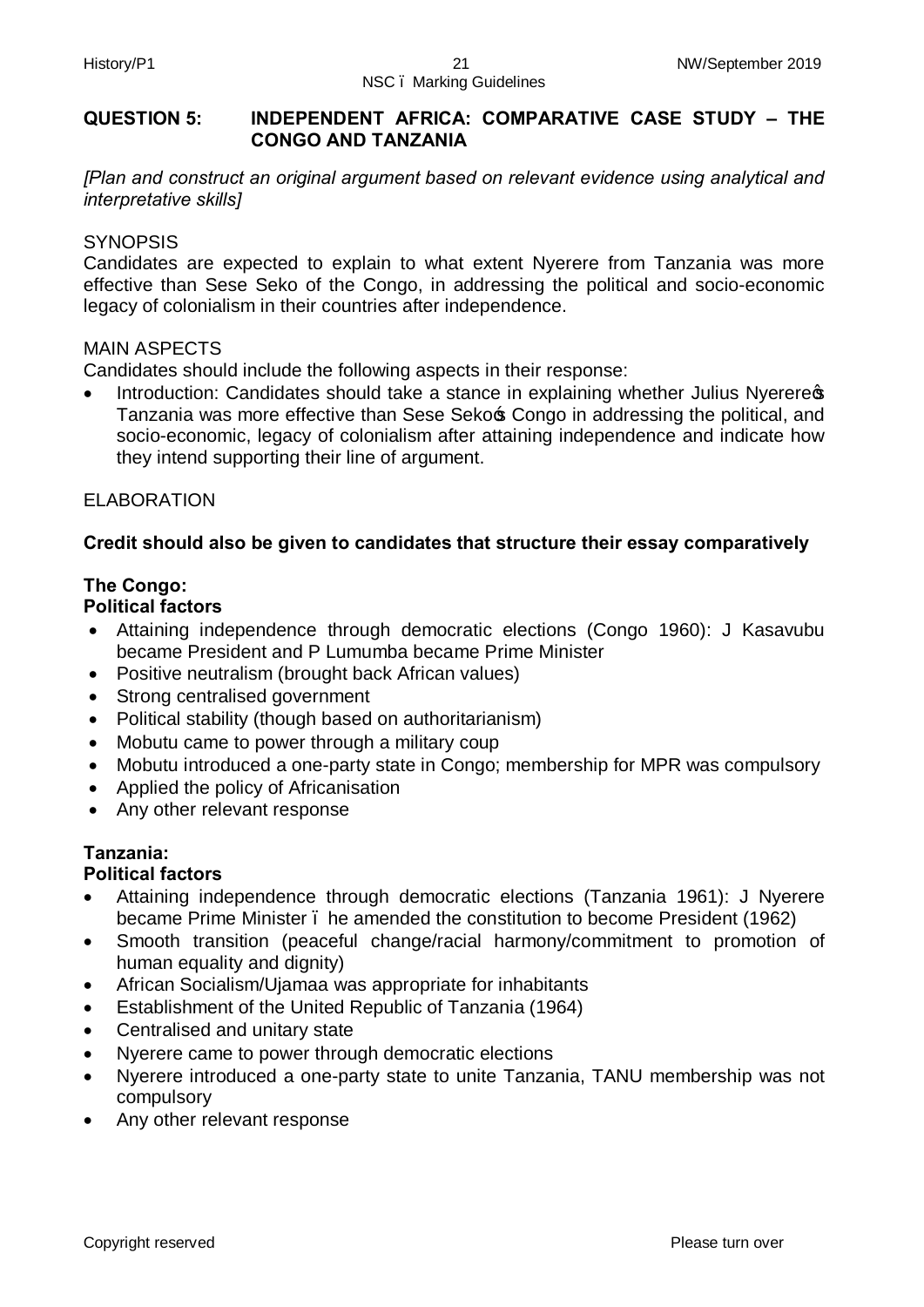## QUESTION 5: INDEPENDENT AFRICA: COMPARATIVE CASE STUDY – THE CONGO AND TANZANIA

*[Plan and construct an original argument based on relevant evidence using analytical and interpretative skills]*

SYNOPSIS

Candidates are expected to explain to what extent Nyerere from Tanzania was more effective than Sese Seko of the Congo, in addressing the political and socio-economic legacy of colonialism in their countries after independence.

MAIN ASPECTS

Candidates should include the following aspects in their response:

- Introduction: Candidates should take a stance in explaining whether Julius Nyerere's Tanzania was more effective than Sese Seko's Congo in addressing the political, and socio-economic, legacy of colonialism after attaining independence and indicate how they intend supporting their line of argument.

ELABORATION

**Credit should also be given to candidates that structure their essay comparatively**

**The Congo:**

**Political factors**

- Attaining independence through democratic elections (Congo 1960): J Kasavubu became President and P Lumumba became Prime Minister
- Positive neutralism (brought back African values)
- Strong centralised government
- Political stability (though based on authoritarianism)
- Mobutu came to power through a military coup
- Mobutu introduced a one-party state in Congo; membership for MPR was compulsory
- Applied the policy of Africanisation
- Any other relevant response

**Tanzania:**

**Political factors**

- Attaining independence through democratic elections (Tanzania 1961): J Nyerere became Prime Minister – he amended the constitution to become President (1962)
- Smooth transition (peaceful change/racial harmony/commitment to promotion of human equality and dignity)
- African Socialism/Ujamaa was appropriate for inhabitants
- Establishment of the United Republic of Tanzania (1964)
- Centralised and unitary state
- Nyerere came to power through democratic elections
- Nyerere introduced a one-party state to unite Tanzania, TANU membership was not compulsory
- Any other relevant response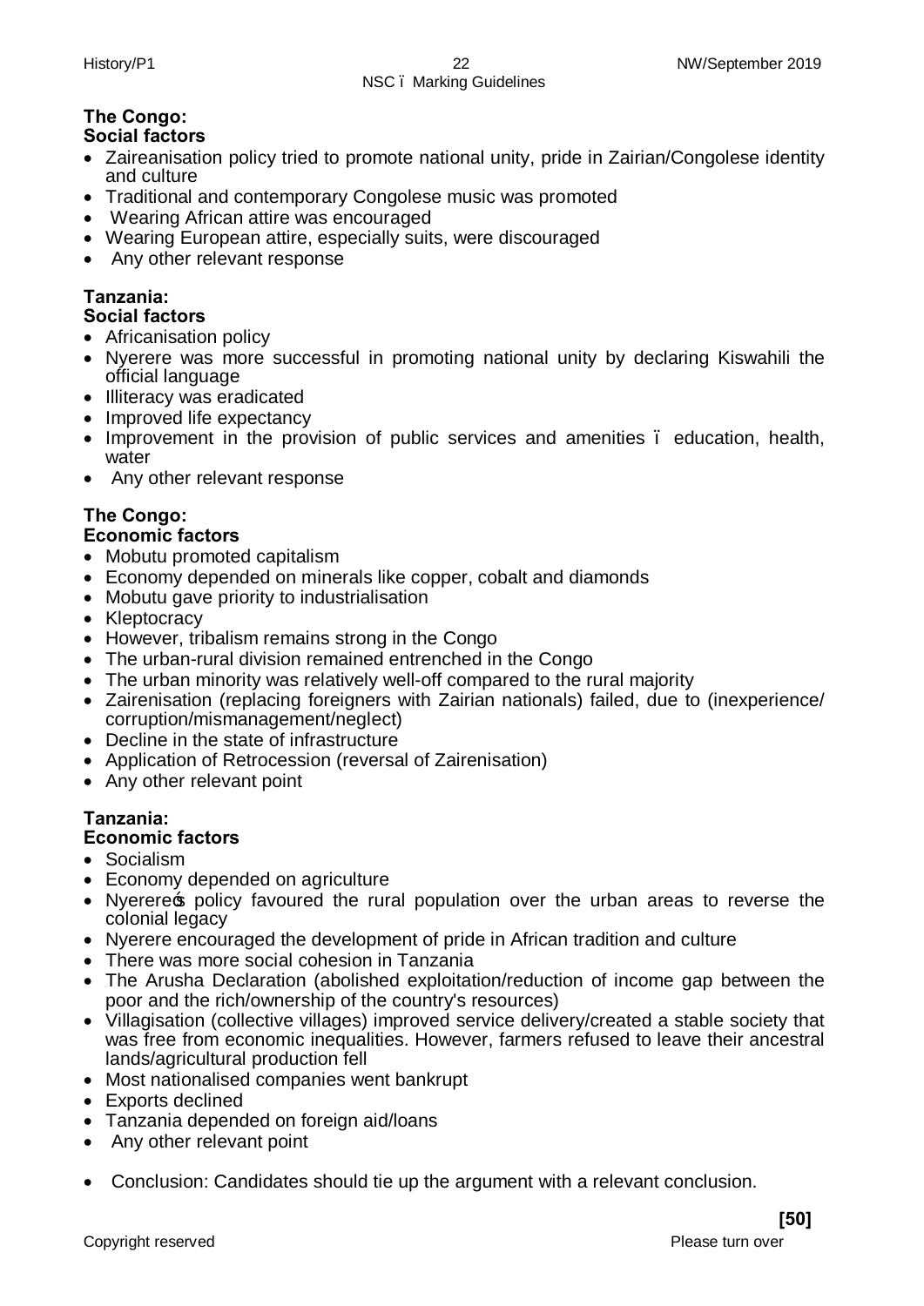**The Congo:**
**Social factors**

- Zaireanisation policy tried to promote national unity, pride in Zairian/Congolese identity and culture
- Traditional and contemporary Congolese music was promoted
- Wearing African attire was encouraged
- Wearing European attire, especially suits, were discouraged
- Any other relevant response

**Tanzania:**
**Social factors**

- Africanisation policy
- Nyerere was more successful in promoting national unity by declaring Kiswahili the official language
- Illiteracy was eradicated
- Improved life expectancy
- Improvement in the provision of public services and amenities – education, health, water
- Any other relevant response

**The Congo:**
**Economic factors**

- Mobutu promoted capitalism
- Economy depended on minerals like copper, cobalt and diamonds
- Mobutu gave priority to industrialisation
- Kleptocracy
- However, tribalism remains strong in the Congo
- The urban-rural division remained entrenched in the Congo
- The urban minority was relatively well-off compared to the rural majority
- Zairenisation (replacing foreigners with Zairian nationals) failed, due to (inexperience/ corruption/mismanagement/neglect)
- Decline in the state of infrastructure
- Application of Retrocession (reversal of Zairenisation)
- Any other relevant point

**Tanzania:**
**Economic factors**

- Socialism
- Economy depended on agriculture
- Nyerere's policy favoured the rural population over the urban areas to reverse the colonial legacy
- Nyerere encouraged the development of pride in African tradition and culture
- There was more social cohesion in Tanzania
- The Arusha Declaration (abolished exploitation/reduction of income gap between the poor and the rich/ownership of the country's resources)
- Villagisation (collective villages) improved service delivery/created a stable society that was free from economic inequalities. However, farmers refused to leave their ancestral lands/agricultural production fell
- Most nationalised companies went bankrupt
- Exports declined
- Tanzania depended on foreign aid/loans
- Any other relevant point

- Conclusion: Candidates should tie up the argument with a relevant conclusion.

**[50]**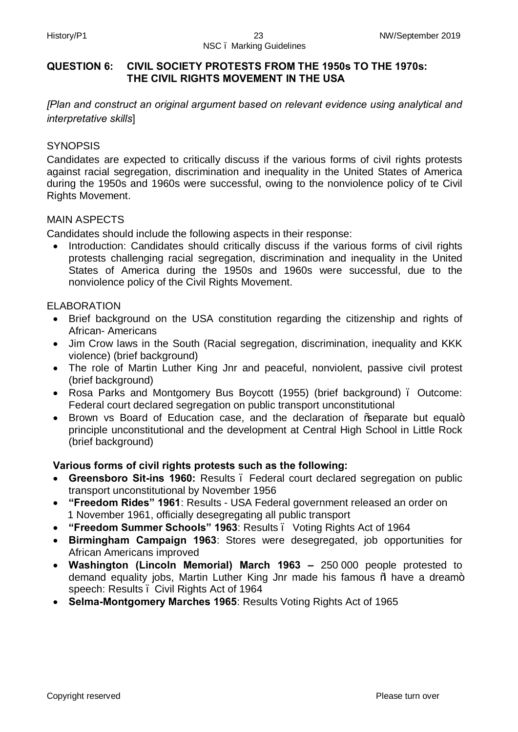## QUESTION 6: CIVIL SOCIETY PROTESTS FROM THE 1950s TO THE 1970s: THE CIVIL RIGHTS MOVEMENT IN THE USA

*[Plan and construct an original argument based on relevant evidence using analytical and interpretative skills*]

SYNOPSIS

Candidates are expected to critically discuss if the various forms of civil rights protests against racial segregation, discrimination and inequality in the United States of America during the 1950s and 1960s were successful, owing to the nonviolence policy of te Civil Rights Movement.

MAIN ASPECTS

Candidates should include the following aspects in their response:

- Introduction: Candidates should critically discuss if the various forms of civil rights protests challenging racial segregation, discrimination and inequality in the United States of America during the 1950s and 1960s were successful, due to the nonviolence policy of the Civil Rights Movement.

ELABORATION

- Brief background on the USA constitution regarding the citizenship and rights of African- Americans
- Jim Crow laws in the South (Racial segregation, discrimination, inequality and KKK violence) (brief background)
- The role of Martin Luther King Jnr and peaceful, nonviolent, passive civil protest (brief background)
- Rosa Parks and Montgomery Bus Boycott (1955) (brief background) – Outcome: Federal court declared segregation on public transport unconstitutional
- Brown vs Board of Education case, and the declaration of "separate but equal" principle unconstitutional and the development at Central High School in Little Rock (brief background)

**Various forms of civil rights protests such as the following:**

- **Greensboro Sit-ins 1960:** Results – Federal court declared segregation on public transport unconstitutional by November 1956
- **"Freedom Rides" 1961**: Results - USA Federal government released an order on 1 November 1961, officially desegregating all public transport
- **"Freedom Summer Schools" 1963**: Results – Voting Rights Act of 1964
- **Birmingham Campaign 1963**: Stores were desegregated, job opportunities for African Americans improved
- **Washington (Lincoln Memorial) March 1963 –** 250 000 people protested to demand equality jobs, Martin Luther King Jnr made his famous "I have a dream" speech: Results – Civil Rights Act of 1964
- **Selma-Montgomery Marches 1965**: Results Voting Rights Act of 1965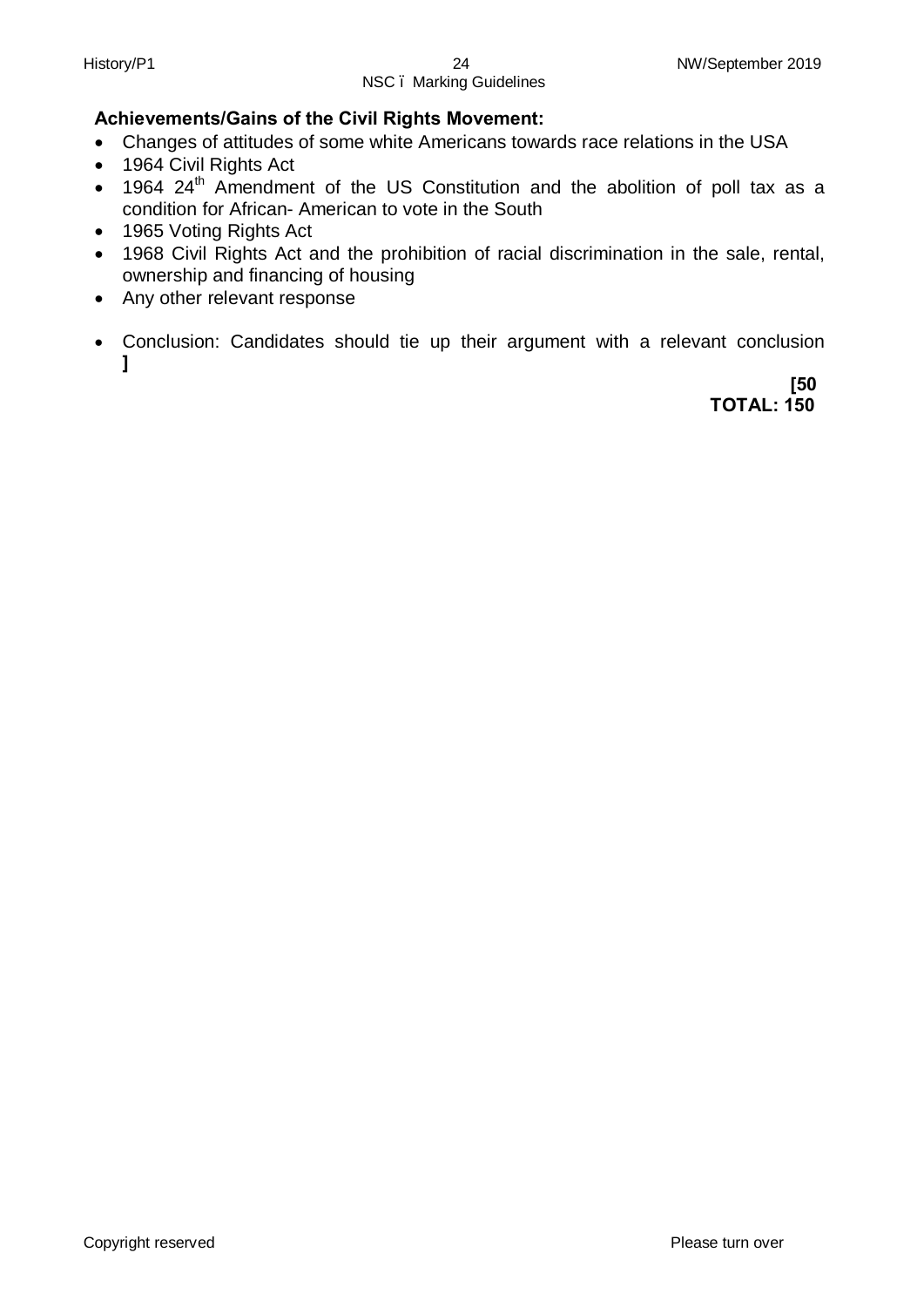**Achievements/Gains of the Civil Rights Movement:**

- Changes of attitudes of some white Americans towards race relations in the USA
- 1964 Civil Rights Act
- 1964 24th Amendment of the US Constitution and the abolition of poll tax as a condition for African- American to vote in the South
- 1965 Voting Rights Act
- 1968 Civil Rights Act and the prohibition of racial discrimination in the sale, rental, ownership and financing of housing
- Any other relevant response

- Conclusion: Candidates should tie up their argument with a relevant conclusion ]

**[50**

**TOTAL: 150**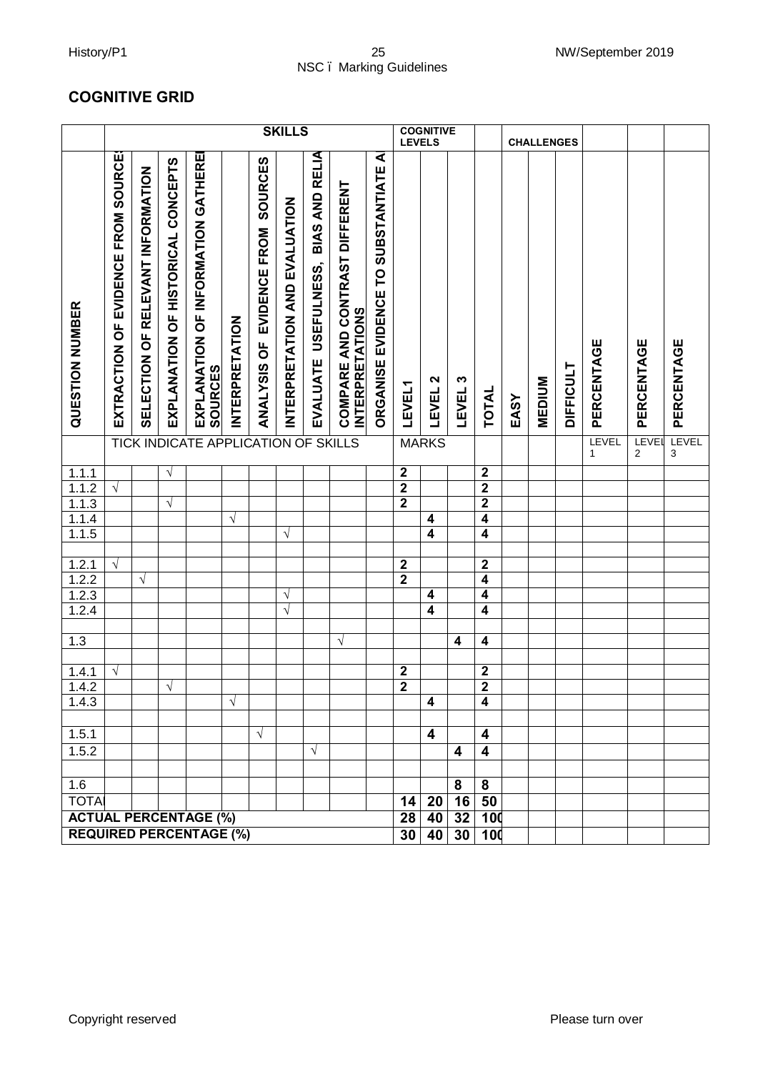## COGNITIVE GRID

| | SKILLS | | | | | | | | | | COGNITIVE LEVELS | | | | CHALLENGES | | | | | |
|---|---|---|---|---|---|---|---|---|---|---|---|---|---|---|---|---|---|---|---|---|
| QUESTION NUMBER | EXTRACTION OF EVIDENCE FROM SOURCES | SELECTION OF RELEVANT INFORMATION | EXPLANATION OF HISTORICAL CONCEPTS | EXPLANATION OF INFORMATION GATHERED SOURCES | INTERPRETATION | ANALYSIS OF EVIDENCE FROM SOURCES | INTERPRETATION AND EVALUATION | EVALUATE USEFULNESS, BIAS AND RELIA | COMPARE AND CONTRAST DIFFERENT INTERPRETATIONS | ORGANISE EVIDENCE TO SUBSTANTIATE A | LEVEL1 | LEVEL 2 | LEVEL 3 | TOTAL | EASY | MEDIUM | DIFFICULT | PERCENTAGE | PERCENTAGE | PERCENTAGE |
| | TICK INDICATE APPLICATION OF SKILLS | | | | | | | | | | MARKS | | | | | | | LEVEL 1 | LEVEL 2 | LEVEL 3 |
| 1.1.1 | | | √ | | | | | | | | 2 | | | 2 | | | | | | |
| 1.1.2 | √ | | | | | | | | | | 2 | | | 2 | | | | | | |
| 1.1.3 | | | √ | | | | | | | | 2 | | | 2 | | | | | | |
| 1.1.4 | | | | | √ | | | | | | | 4 | | 4 | | | | | | |
| 1.1.5 | | | | | | | √ | | | | | 4 | | 4 | | | | | | |
| | | | | | | | | | | | | | | | | | | | | |
| 1.2.1 | √ | | | | | | | | | | 2 | | | 2 | | | | | | |
| 1.2.2 | | √ | | | | | | | | | 2 | | | 4 | | | | | | |
| 1.2.3 | | | | | | | √ | | | | | 4 | | 4 | | | | | | |
| 1.2.4 | | | | | | | √ | | | | | 4 | | 4 | | | | | | |
| | | | | | | | | | | | | | | | | | | | | |
| 1.3 | | | | | | | | | √ | | | | 4 | 4 | | | | | | |
| | | | | | | | | | | | | | | | | | | | | |
| 1.4.1 | √ | | | | | | | | | | 2 | | | 2 | | | | | | |
| 1.4.2 | | | √ | | | | | | | | 2 | | | 2 | | | | | | |
| 1.4.3 | | | | | √ | | | | | | | 4 | | 4 | | | | | | |
| | | | | | | | | | | | | | | | | | | | | |
| 1.5.1 | | | | | | √ | | | | | | 4 | | 4 | | | | | | |
| 1.5.2 | | | | | | | | √ | | | | | 4 | 4 | | | | | | |
| | | | | | | | | | | | | | | | | | | | | |
| 1.6 | | | | | | | | | | | | | 8 | 8 | | | | | | |
| TOTAL | | | | | | | | | | | 14 | 20 | 16 | 50 | | | | | | |
| ACTUAL PERCENTAGE (%) | | | | | | | | | | | 28 | 40 | 32 | 100 | | | | | | |
| REQUIRED PERCENTAGE (%) | | | | | | | | | | | 30 | 40 | 30 | 100 | | | | | | |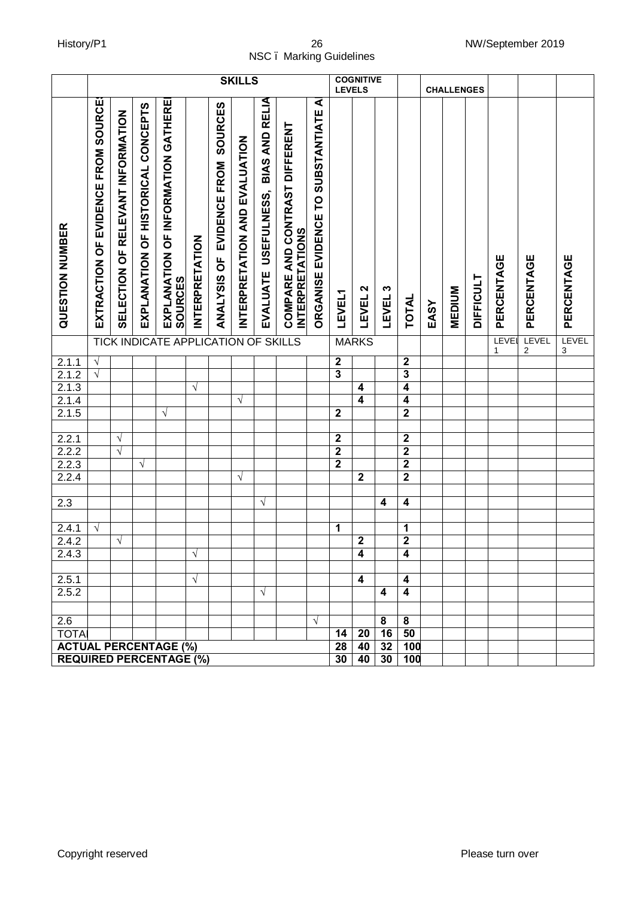| | SKILLS | | | | | | | | | | COGNITIVE LEVELS | | | | CHALLENGES | | | | | |
|---|---|---|---|---|---|---|---|---|---|---|---|---|---|---|---|---|---|---|---|---|
| QUESTION NUMBER | EXTRACTION OF EVIDENCE FROM SOURCES | SELECTION OF RELEVANT INFORMATION | EXPLANATION OF HISTORICAL CONCEPTS | EXPLANATION OF INFORMATION GATHERED SOURCES | INTERPRETATION | ANALYSIS OF EVIDENCE FROM SOURCES | INTERPRETATION AND EVALUATION | EVALUATE USEFULNESS, BIAS AND RELIA | COMPARE AND CONTRAST DIFFERENT INTERPRETATIONS | ORGANISE EVIDENCE TO SUBSTANTIATE A | LEVEL1 | LEVEL 2 | LEVEL 3 | TOTAL | EASY | MEDIUM | DIFFICULT | PERCENTAGE | PERCENTAGE | PERCENTAGE |
| | TICK INDICATE APPLICATION OF SKILLS | | | | | | | | | | MARKS | | | | | | | LEVEL 1 | LEVEL 2 | LEVEL 3 |
| 2.1.1 | √ | | | | | | | | | | 2 | | | 2 | | | | | | |
| 2.1.2 | √ | | | | | | | | | | 3 | | | 3 | | | | | | |
| 2.1.3 | | | | | √ | | | | | | | 4 | | 4 | | | | | | |
| 2.1.4 | | | | | | | √ | | | | | 4 | | 4 | | | | | | |
| 2.1.5 | | | | √ | | | | | | | 2 | | | 2 | | | | | | |
| | | | | | | | | | | | | | | | | | | | | |
| 2.2.1 | | √ | | | | | | | | | 2 | | | 2 | | | | | | |
| 2.2.2 | | √ | | | | | | | | | 2 | | | 2 | | | | | | |
| 2.2.3 | | | √ | | | | | | | | 2 | | | 2 | | | | | | |
| 2.2.4 | | | | | | | √ | | | | | 2 | | 2 | | | | | | |
| | | | | | | | | | | | | | | | | | | | | |
| 2.3 | | | | | | | | √ | | | | | 4 | 4 | | | | | | |
| | | | | | | | | | | | | | | | | | | | | |
| 2.4.1 | √ | | | | | | | | | | 1 | | | 1 | | | | | | |
| 2.4.2 | | √ | | | | | | | | | | 2 | | 2 | | | | | | |
| 2.4.3 | | | | | √ | | | | | | | 4 | | 4 | | | | | | |
| | | | | | | | | | | | | | | | | | | | | |
| 2.5.1 | | | | | √ | | | | | | | 4 | | 4 | | | | | | |
| 2.5.2 | | | | | | | | √ | | | | | 4 | 4 | | | | | | |
| | | | | | | | | | | | | | | | | | | | | |
| 2.6 | | | | | | | | | | √ | | | 8 | 8 | | | | | | |
| TOTAL | | | | | | | | | | | 14 | 20 | 16 | 50 | | | | | | |
| ACTUAL PERCENTAGE (%) | | | | | | | | | | | 28 | 40 | 32 | 100 | | | | | | |
| REQUIRED PERCENTAGE (%) | | | | | | | | | | | 30 | 40 | 30 | 100 | | | | | | |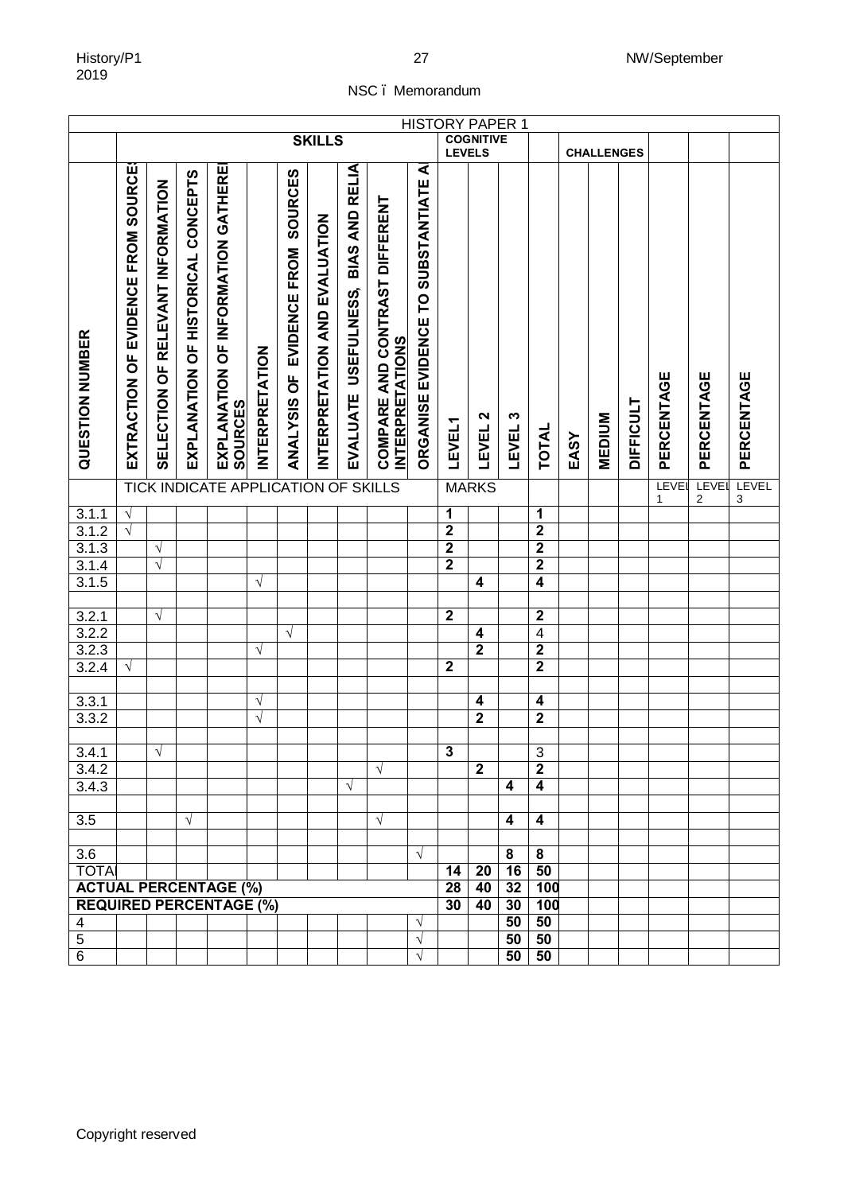| HISTORY PAPER 1 | | | | | | | | | | | | | | | | | | | | | |
|---|---|---|---|---|---|---|---|---|---|---|---|---|---|---|---|---|---|---|---|---|---|
| | SKILLS | | | | | | | | | | COGNITIVE LEVELS | | | | CHALLENGES | | | | | | |
| QUESTION NUMBER | EXTRACTION OF EVIDENCE FROM SOURCES | SELECTION OF RELEVANT INFORMATION | EXPLANATION OF HISTORICAL CONCEPTS | EXPLANATION OF INFORMATION GATHERED SOURCES | INTERPRETATION | ANALYSIS OF EVIDENCE FROM SOURCES | INTERPRETATION AND EVALUATION | EVALUATE USEFULNESS, BIAS AND RELIA | COMPARE AND CONTRAST DIFFERENT INTERPRETATIONS | ORGANISE EVIDENCE TO SUBSTANTIATE A | LEVEL1 | LEVEL 2 | LEVEL 3 | TOTAL | EASY | MEDIUM | DIFFICULT | PERCENTAGE | PERCENTAGE | PERCENTAGE |
| | TICK INDICATE APPLICATION OF SKILLS | | | | | | | | | | MARKS | | | | | | | LEVEL 1 | LEVEL 2 | LEVEL 3 |
| 3.1.1 | √ | | | | | | | | | | 1 | | | 1 | | | | | | |
| 3.1.2 | √ | | | | | | | | | | 2 | | | 2 | | | | | | |
| 3.1.3 | | √ | | | | | | | | | 2 | | | 2 | | | | | | |
| 3.1.4 | | √ | | | | | | | | | 2 | | | 2 | | | | | | |
| 3.1.5 | | | | | √ | | | | | | | 4 | | 4 | | | | | | |
| | | | | | | | | | | | | | | | | | | | | |
| 3.2.1 | | √ | | | | | | | | | 2 | | | 2 | | | | | | |
| 3.2.2 | | | | | | √ | | | | | | 4 | | 4 | | | | | | |
| 3.2.3 | | | | | √ | | | | | | | 2 | | 2 | | | | | | |
| 3.2.4 | √ | | | | | | | | | | 2 | | | 2 | | | | | | |
| | | | | | | | | | | | | | | | | | | | | |
| 3.3.1 | | | | | √ | | | | | | | 4 | | 4 | | | | | | |
| 3.3.2 | | | | | √ | | | | | | | 2 | | 2 | | | | | | |
| | | | | | | | | | | | | | | | | | | | | |
| 3.4.1 | | √ | | | | | | | | | 3 | | | 3 | | | | | | |
| 3.4.2 | | | | | | | | | √ | | | 2 | | 2 | | | | | | |
| 3.4.3 | | | | | | | | √ | | | | | 4 | 4 | | | | | | |
| | | | | | | | | | | | | | | | | | | | | |
| 3.5 | | | √ | | | | | | √ | | | | 4 | 4 | | | | | | |
| | | | | | | | | | | | | | | | | | | | | |
| 3.6 | | | | | | | | | | √ | | | 8 | 8 | | | | | | |
| TOTAL | | | | | | | | | | | 14 | 20 | 16 | 50 | | | | | | |
| ACTUAL PERCENTAGE (%) | | | | | | | | | | | 28 | 40 | 32 | 100 | | | | | | |
| REQUIRED PERCENTAGE (%) | | | | | | | | | | | 30 | 40 | 30 | 100 | | | | | | |
| 4 | | | | | | | | | | √ | | | 50 | 50 | | | | | | |
| 5 | | | | | | | | | | √ | | | 50 | 50 | | | | | | |
| 6 | | | | | | | | | | √ | | | 50 | 50 | | | | | | |

Copyright reserved